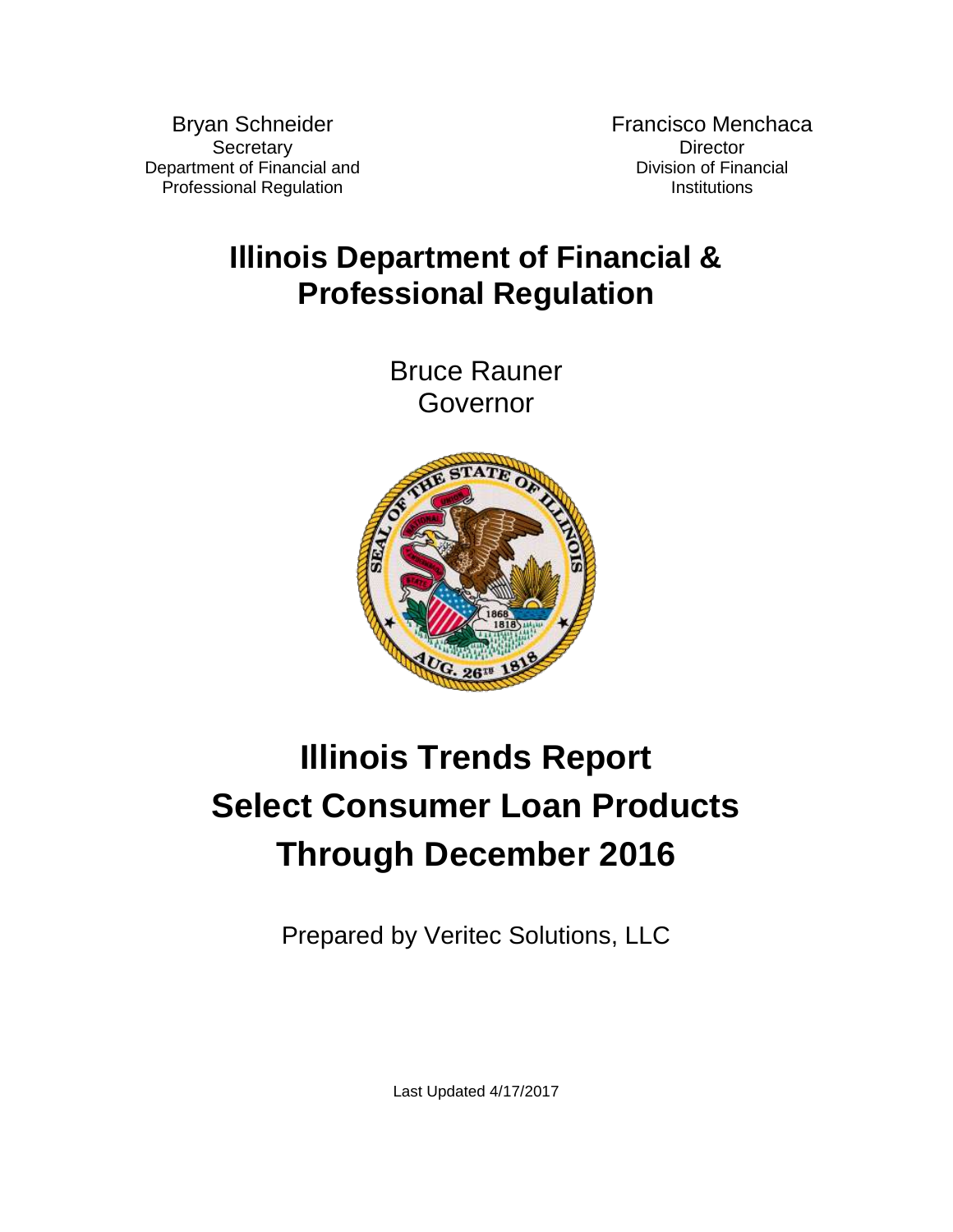Bryan Schneider
Secretary
Department of Financial and Professional Regulation

Francisco Menchaca
Director
Division of Financial Institutions

# Illinois Department of Financial & Professional Regulation

Bruce Rauner
Governor

# Illinois Trends Report
# Select Consumer Loan Products
# Through December 2016

Prepared by Veritec Solutions, LLC

Last Updated 4/17/2017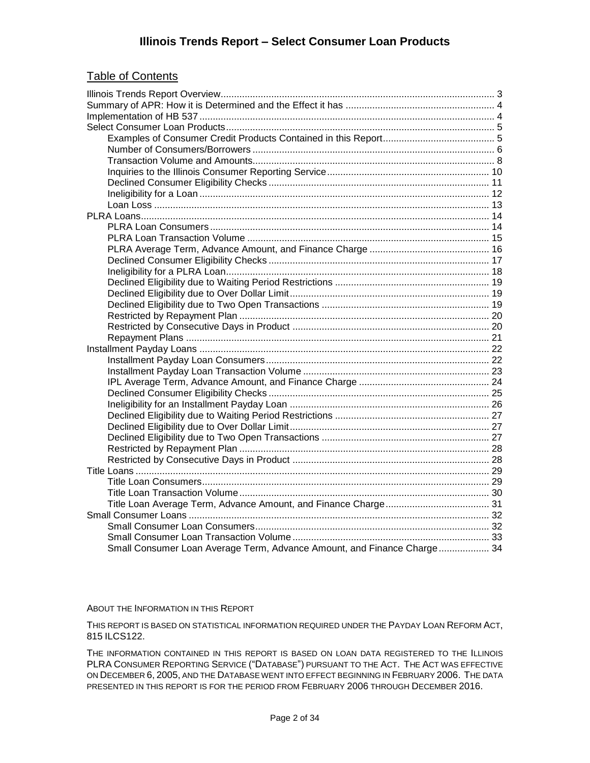# Illinois Trends Report – Select Consumer Loan Products

## Table of Contents

- Illinois Trends Report Overview ..... 3
- Summary of APR: How it is Determined and the Effect it has ..... 4
- Implementation of HB 537 ..... 4
- Select Consumer Loan Products ..... 5
  - Examples of Consumer Credit Products Contained in this Report ..... 5
  - Number of Consumers/Borrowers ..... 6
  - Transaction Volume and Amounts ..... 8
  - Inquiries to the Illinois Consumer Reporting Service ..... 10
  - Declined Consumer Eligibility Checks ..... 11
  - Ineligibility for a Loan ..... 12
  - Loan Loss ..... 13
- PLRA Loans ..... 14
  - PLRA Loan Consumers ..... 14
  - PLRA Loan Transaction Volume ..... 15
  - PLRA Average Term, Advance Amount, and Finance Charge ..... 16
  - Declined Consumer Eligibility Checks ..... 17
  - Ineligibility for a PLRA Loan ..... 18
  - Declined Eligibility due to Waiting Period Restrictions ..... 19
  - Declined Eligibility due to Over Dollar Limit ..... 19
  - Declined Eligibility due to Two Open Transactions ..... 19
  - Restricted by Repayment Plan ..... 20
  - Restricted by Consecutive Days in Product ..... 20
  - Repayment Plans ..... 21
- Installment Payday Loans ..... 22
  - Installment Payday Loan Consumers ..... 22
  - Installment Payday Loan Transaction Volume ..... 23
  - IPL Average Term, Advance Amount, and Finance Charge ..... 24
  - Declined Consumer Eligibility Checks ..... 25
  - Ineligibility for an Installment Payday Loan ..... 26
  - Declined Eligibility due to Waiting Period Restrictions ..... 27
  - Declined Eligibility due to Over Dollar Limit ..... 27
  - Declined Eligibility due to Two Open Transactions ..... 27
  - Restricted by Repayment Plan ..... 28
  - Restricted by Consecutive Days in Product ..... 28
- Title Loans ..... 29
  - Title Loan Consumers ..... 29
  - Title Loan Transaction Volume ..... 30
  - Title Loan Average Term, Advance Amount, and Finance Charge ..... 31
- Small Consumer Loans ..... 32
  - Small Consumer Loan Consumers ..... 32
  - Small Consumer Loan Transaction Volume ..... 33
  - Small Consumer Loan Average Term, Advance Amount, and Finance Charge ..... 34

ABOUT THE INFORMATION IN THIS REPORT

THIS REPORT IS BASED ON STATISTICAL INFORMATION REQUIRED UNDER THE PAYDAY LOAN REFORM ACT, 815 ILCS122.

THE INFORMATION CONTAINED IN THIS REPORT IS BASED ON LOAN DATA REGISTERED TO THE ILLINOIS PLRA CONSUMER REPORTING SERVICE ("DATABASE") PURSUANT TO THE ACT. THE ACT WAS EFFECTIVE ON DECEMBER 6, 2005, AND THE DATABASE WENT INTO EFFECT BEGINNING IN FEBRUARY 2006. THE DATA PRESENTED IN THIS REPORT IS FOR THE PERIOD FROM FEBRUARY 2006 THROUGH DECEMBER 2016.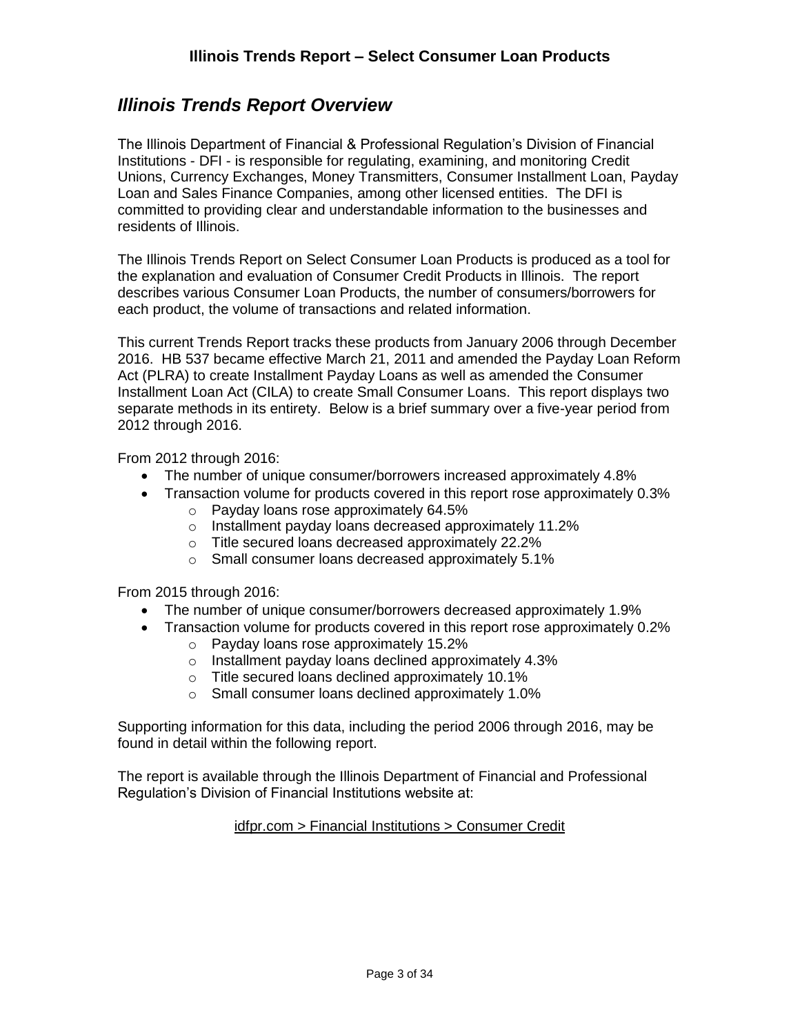## *Illinois Trends Report Overview*

The Illinois Department of Financial & Professional Regulation's Division of Financial Institutions - DFI - is responsible for regulating, examining, and monitoring Credit Unions, Currency Exchanges, Money Transmitters, Consumer Installment Loan, Payday Loan and Sales Finance Companies, among other licensed entities. The DFI is committed to providing clear and understandable information to the businesses and residents of Illinois.

The Illinois Trends Report on Select Consumer Loan Products is produced as a tool for the explanation and evaluation of Consumer Credit Products in Illinois. The report describes various Consumer Loan Products, the number of consumers/borrowers for each product, the volume of transactions and related information.

This current Trends Report tracks these products from January 2006 through December 2016. HB 537 became effective March 21, 2011 and amended the Payday Loan Reform Act (PLRA) to create Installment Payday Loans as well as amended the Consumer Installment Loan Act (CILA) to create Small Consumer Loans. This report displays two separate methods in its entirety. Below is a brief summary over a five-year period from 2012 through 2016.

From 2012 through 2016:

- The number of unique consumer/borrowers increased approximately 4.8%
- Transaction volume for products covered in this report rose approximately 0.3%
  - Payday loans rose approximately 64.5%
  - Installment payday loans decreased approximately 11.2%
  - Title secured loans decreased approximately 22.2%
  - Small consumer loans decreased approximately 5.1%

From 2015 through 2016:

- The number of unique consumer/borrowers decreased approximately 1.9%
- Transaction volume for products covered in this report rose approximately 0.2%
  - Payday loans rose approximately 15.2%
  - Installment payday loans declined approximately 4.3%
  - Title secured loans declined approximately 10.1%
  - Small consumer loans declined approximately 1.0%

Supporting information for this data, including the period 2006 through 2016, may be found in detail within the following report.

The report is available through the Illinois Department of Financial and Professional Regulation's Division of Financial Institutions website at:

idfpr.com > Financial Institutions > Consumer Credit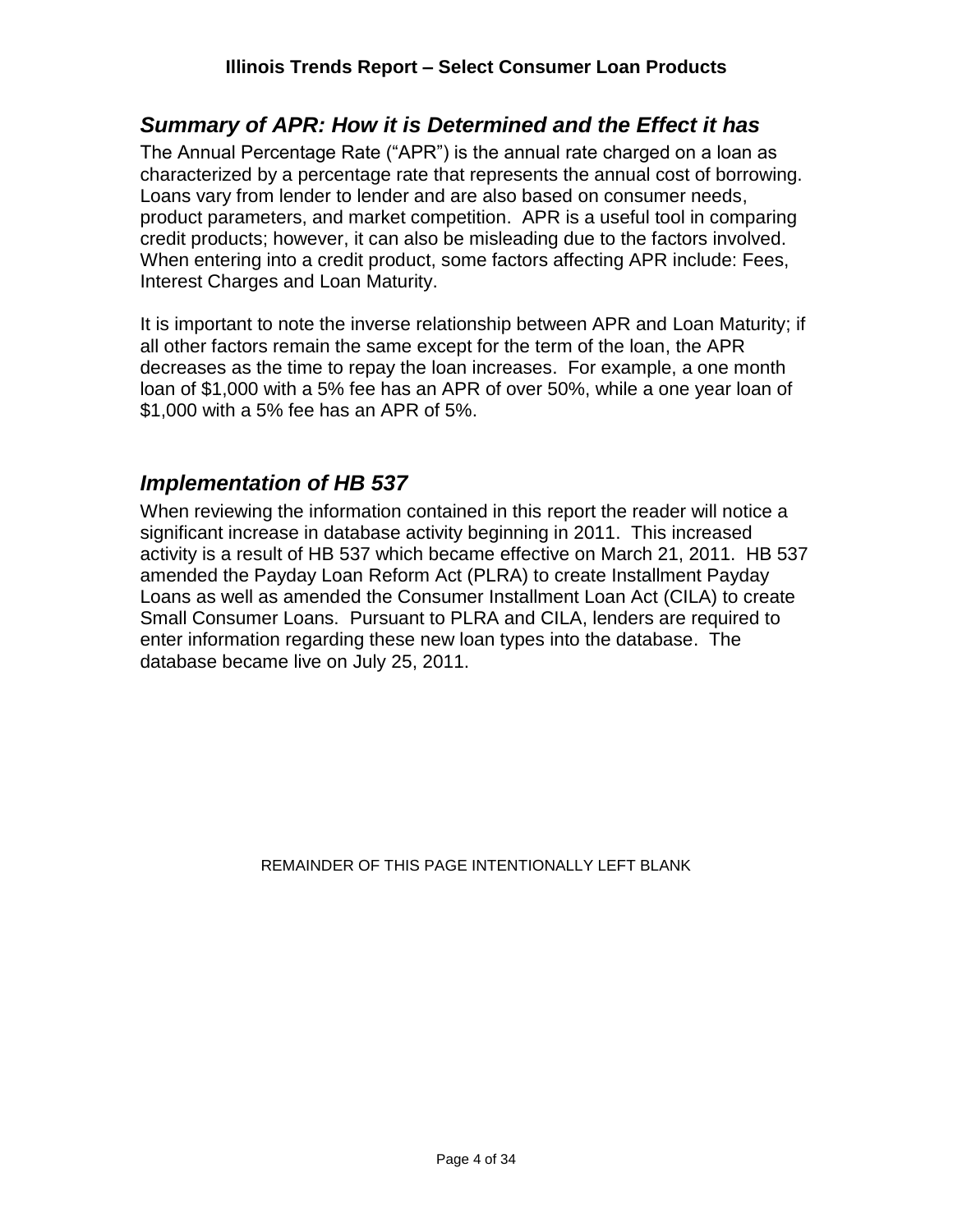## *Summary of APR: How it is Determined and the Effect it has*

The Annual Percentage Rate ("APR") is the annual rate charged on a loan as characterized by a percentage rate that represents the annual cost of borrowing. Loans vary from lender to lender and are also based on consumer needs, product parameters, and market competition. APR is a useful tool in comparing credit products; however, it can also be misleading due to the factors involved. When entering into a credit product, some factors affecting APR include: Fees, Interest Charges and Loan Maturity.

It is important to note the inverse relationship between APR and Loan Maturity; if all other factors remain the same except for the term of the loan, the APR decreases as the time to repay the loan increases. For example, a one month loan of $1,000 with a 5% fee has an APR of over 50%, while a one year loan of $1,000 with a 5% fee has an APR of 5%.

## *Implementation of HB 537*

When reviewing the information contained in this report the reader will notice a significant increase in database activity beginning in 2011. This increased activity is a result of HB 537 which became effective on March 21, 2011. HB 537 amended the Payday Loan Reform Act (PLRA) to create Installment Payday Loans as well as amended the Consumer Installment Loan Act (CILA) to create Small Consumer Loans. Pursuant to PLRA and CILA, lenders are required to enter information regarding these new loan types into the database. The database became live on July 25, 2011.

REMAINDER OF THIS PAGE INTENTIONALLY LEFT BLANK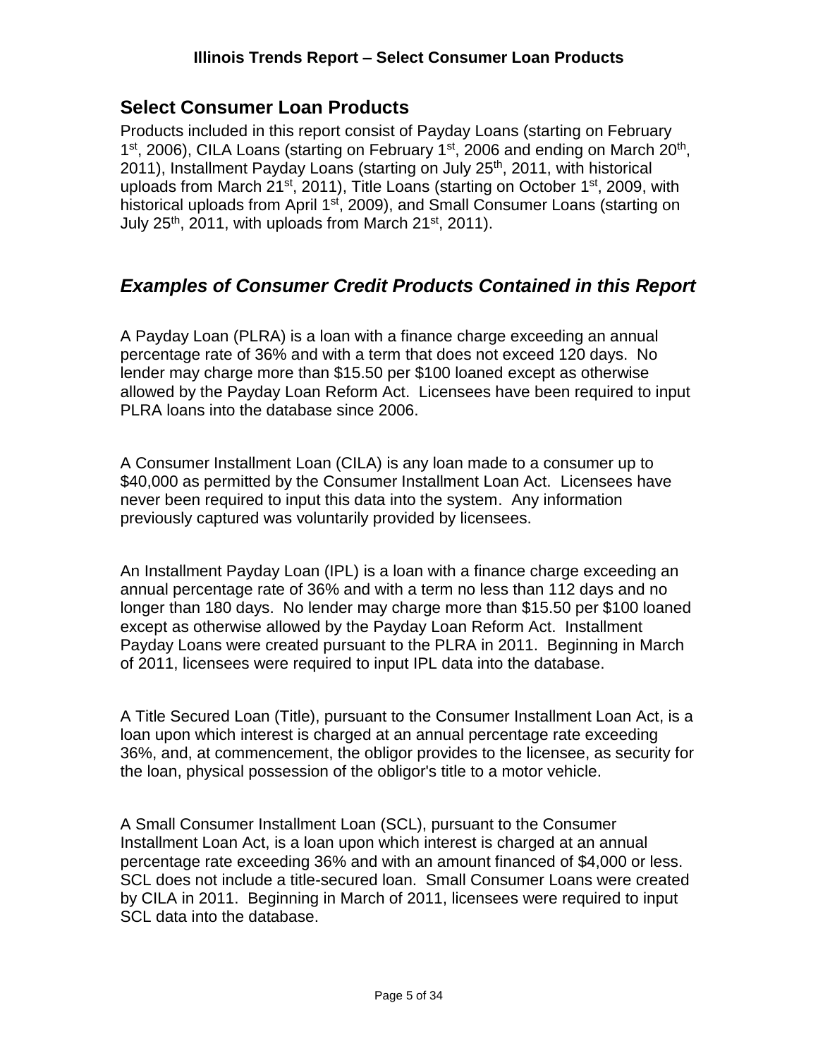## Select Consumer Loan Products

Products included in this report consist of Payday Loans (starting on February 1st, 2006), CILA Loans (starting on February 1st, 2006 and ending on March 20th, 2011), Installment Payday Loans (starting on July 25th, 2011, with historical uploads from March 21st, 2011), Title Loans (starting on October 1st, 2009, with historical uploads from April 1st, 2009), and Small Consumer Loans (starting on July 25th, 2011, with uploads from March 21st, 2011).

## *Examples of Consumer Credit Products Contained in this Report*

A Payday Loan (PLRA) is a loan with a finance charge exceeding an annual percentage rate of 36% and with a term that does not exceed 120 days. No lender may charge more than $15.50 per $100 loaned except as otherwise allowed by the Payday Loan Reform Act. Licensees have been required to input PLRA loans into the database since 2006.

A Consumer Installment Loan (CILA) is any loan made to a consumer up to $40,000 as permitted by the Consumer Installment Loan Act. Licensees have never been required to input this data into the system. Any information previously captured was voluntarily provided by licensees.

An Installment Payday Loan (IPL) is a loan with a finance charge exceeding an annual percentage rate of 36% and with a term no less than 112 days and no longer than 180 days. No lender may charge more than $15.50 per $100 loaned except as otherwise allowed by the Payday Loan Reform Act. Installment Payday Loans were created pursuant to the PLRA in 2011. Beginning in March of 2011, licensees were required to input IPL data into the database.

A Title Secured Loan (Title), pursuant to the Consumer Installment Loan Act, is a loan upon which interest is charged at an annual percentage rate exceeding 36%, and, at commencement, the obligor provides to the licensee, as security for the loan, physical possession of the obligor's title to a motor vehicle.

A Small Consumer Installment Loan (SCL), pursuant to the Consumer Installment Loan Act, is a loan upon which interest is charged at an annual percentage rate exceeding 36% and with an amount financed of $4,000 or less. SCL does not include a title-secured loan. Small Consumer Loans were created by CILA in 2011. Beginning in March of 2011, licensees were required to input SCL data into the database.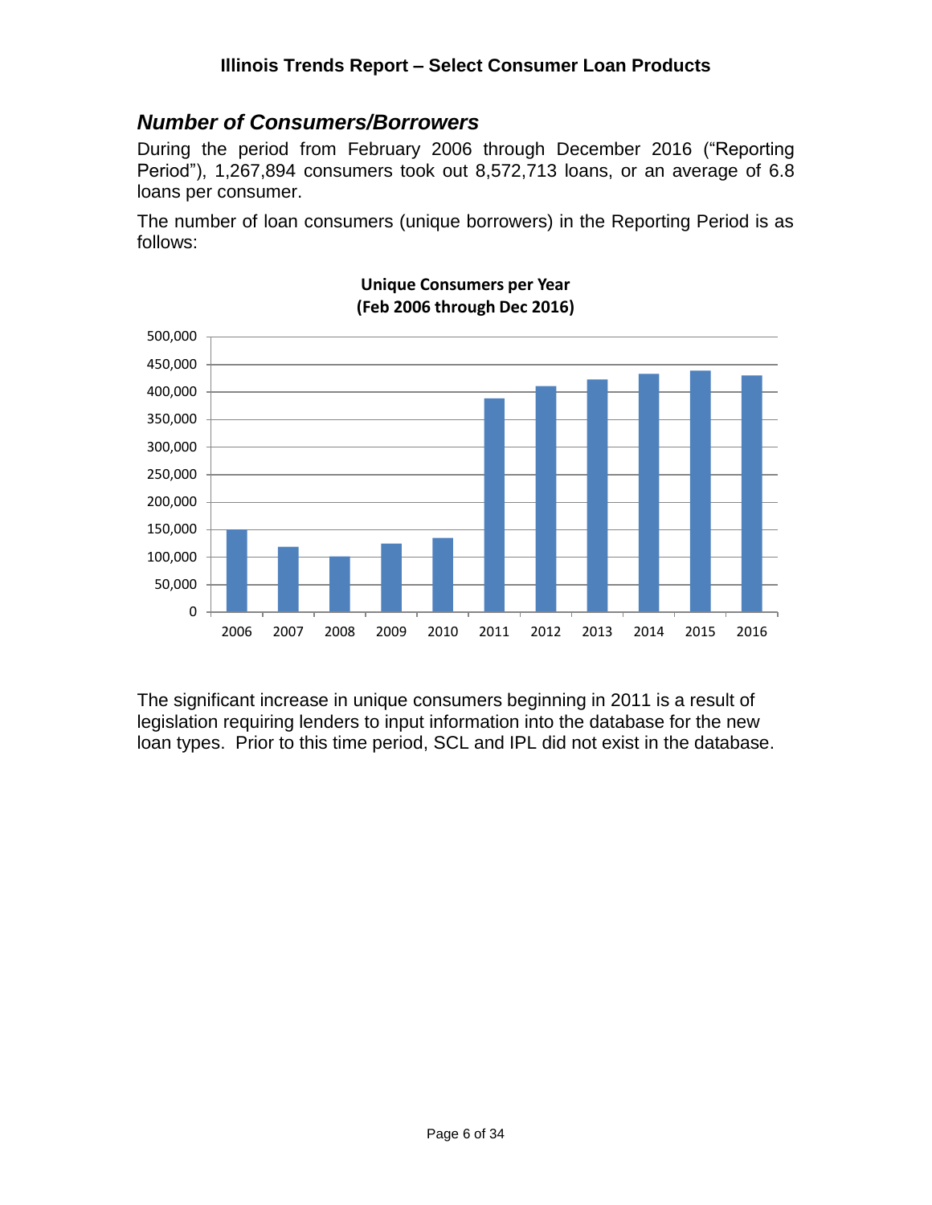## *Number of Consumers/Borrowers*

During the period from February 2006 through December 2016 ("Reporting Period"), 1,267,894 consumers took out 8,572,713 loans, or an average of 6.8 loans per consumer.

The number of loan consumers (unique borrowers) in the Reporting Period is as follows:

**Unique Consumers per Year (Feb 2006 through Dec 2016)**

The significant increase in unique consumers beginning in 2011 is a result of legislation requiring lenders to input information into the database for the new loan types. Prior to this time period, SCL and IPL did not exist in the database.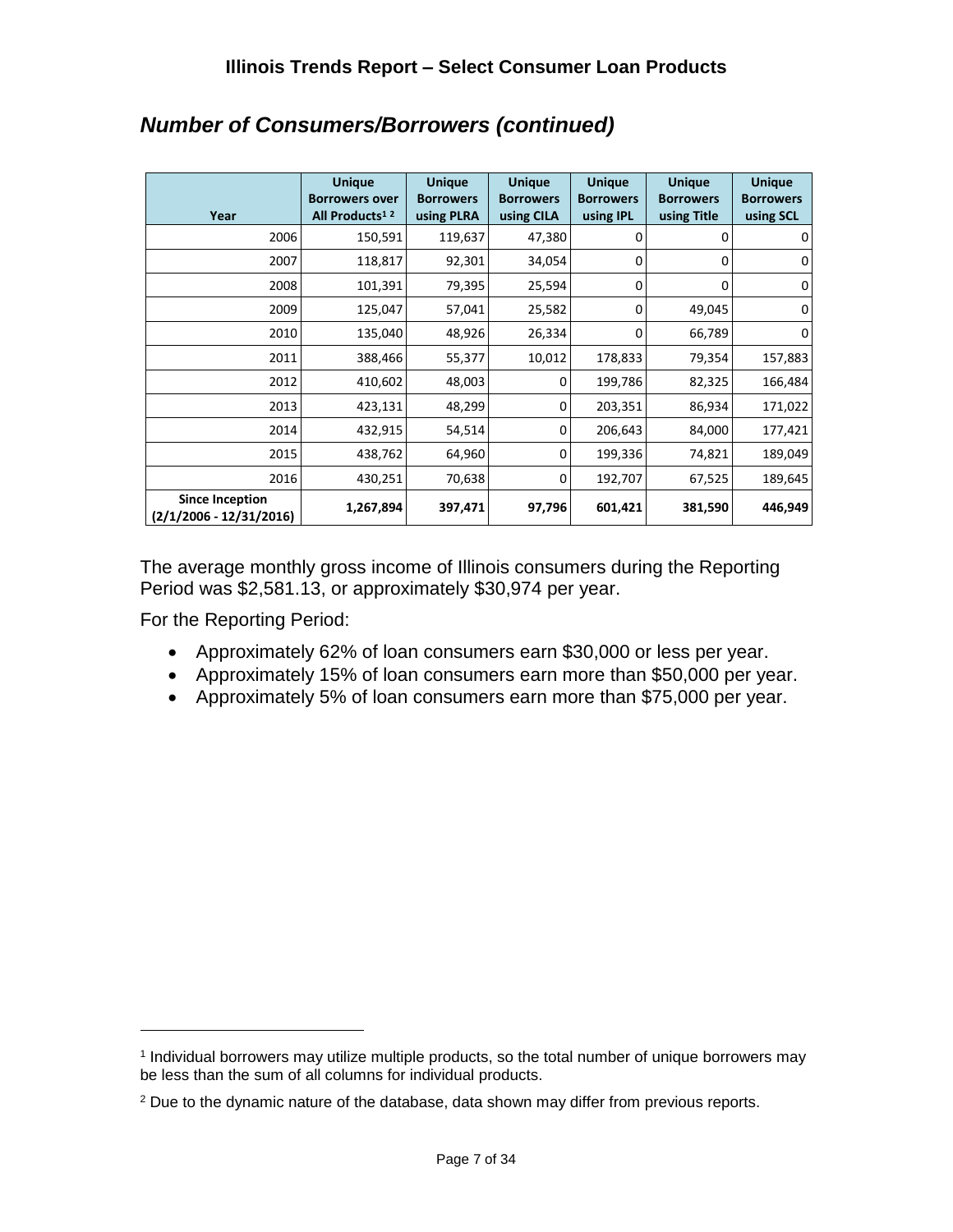## *Number of Consumers/Borrowers (continued)*

| Year | Unique Borrowers over All Products[1] [2] | Unique Borrowers using PLRA | Unique Borrowers using CILA | Unique Borrowers using IPL | Unique Borrowers using Title | Unique Borrowers using SCL |
|---|---|---|---|---|---|---|
| 2006 | 150,591 | 119,637 | 47,380 | 0 | 0 | 0 |
| 2007 | 118,817 | 92,301 | 34,054 | 0 | 0 | 0 |
| 2008 | 101,391 | 79,395 | 25,594 | 0 | 0 | 0 |
| 2009 | 125,047 | 57,041 | 25,582 | 0 | 49,045 | 0 |
| 2010 | 135,040 | 48,926 | 26,334 | 0 | 66,789 | 0 |
| 2011 | 388,466 | 55,377 | 10,012 | 178,833 | 79,354 | 157,883 |
| 2012 | 410,602 | 48,003 | 0 | 199,786 | 82,325 | 166,484 |
| 2013 | 423,131 | 48,299 | 0 | 203,351 | 86,934 | 171,022 |
| 2014 | 432,915 | 54,514 | 0 | 206,643 | 84,000 | 177,421 |
| 2015 | 438,762 | 64,960 | 0 | 199,336 | 74,821 | 189,049 |
| 2016 | 430,251 | 70,638 | 0 | 192,707 | 67,525 | 189,645 |
| **Since Inception (2/1/2006 - 12/31/2016)** | **1,267,894** | **397,471** | **97,796** | **601,421** | **381,590** | **446,949** |

The average monthly gross income of Illinois consumers during the Reporting Period was $2,581.13, or approximately $30,974 per year.

For the Reporting Period:

- Approximately 62% of loan consumers earn $30,000 or less per year.
- Approximately 15% of loan consumers earn more than $50,000 per year.
- Approximately 5% of loan consumers earn more than $75,000 per year.

[1] Individual borrowers may utilize multiple products, so the total number of unique borrowers may be less than the sum of all columns for individual products.

[2] Due to the dynamic nature of the database, data shown may differ from previous reports.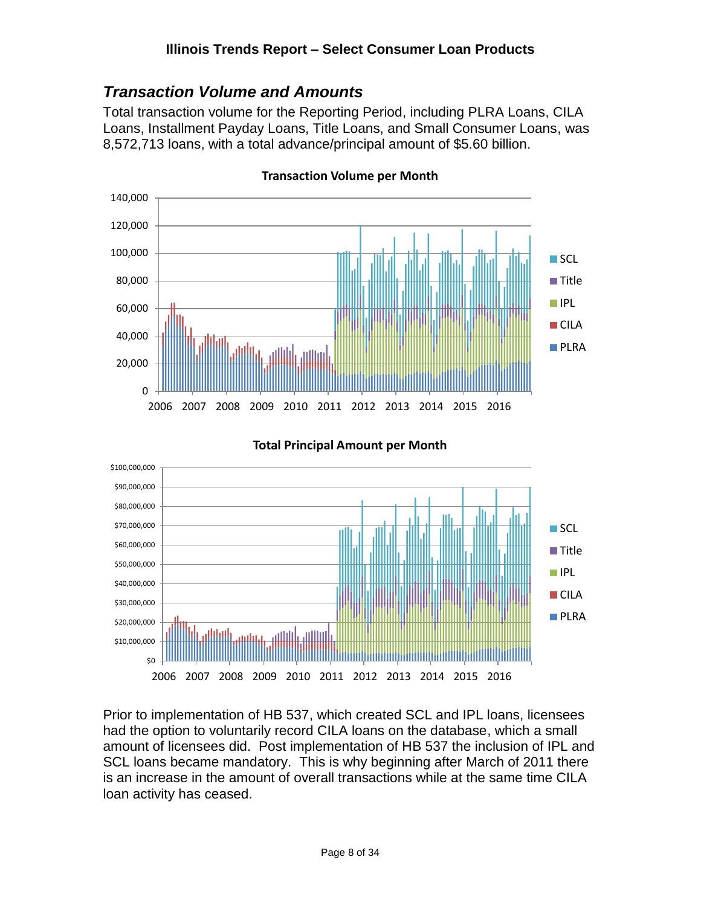## *Transaction Volume and Amounts*

Total transaction volume for the Reporting Period, including PLRA Loans, CILA Loans, Installment Payday Loans, Title Loans, and Small Consumer Loans, was 8,572,713 loans, with a total advance/principal amount of $5.60 billion.

**Transaction Volume per Month**

**Total Principal Amount per Month**

Prior to implementation of HB 537, which created SCL and IPL loans, licensees had the option to voluntarily record CILA loans on the database, which a small amount of licensees did. Post implementation of HB 537 the inclusion of IPL and SCL loans became mandatory. This is why beginning after March of 2011 there is an increase in the amount of overall transactions while at the same time CILA loan activity has ceased.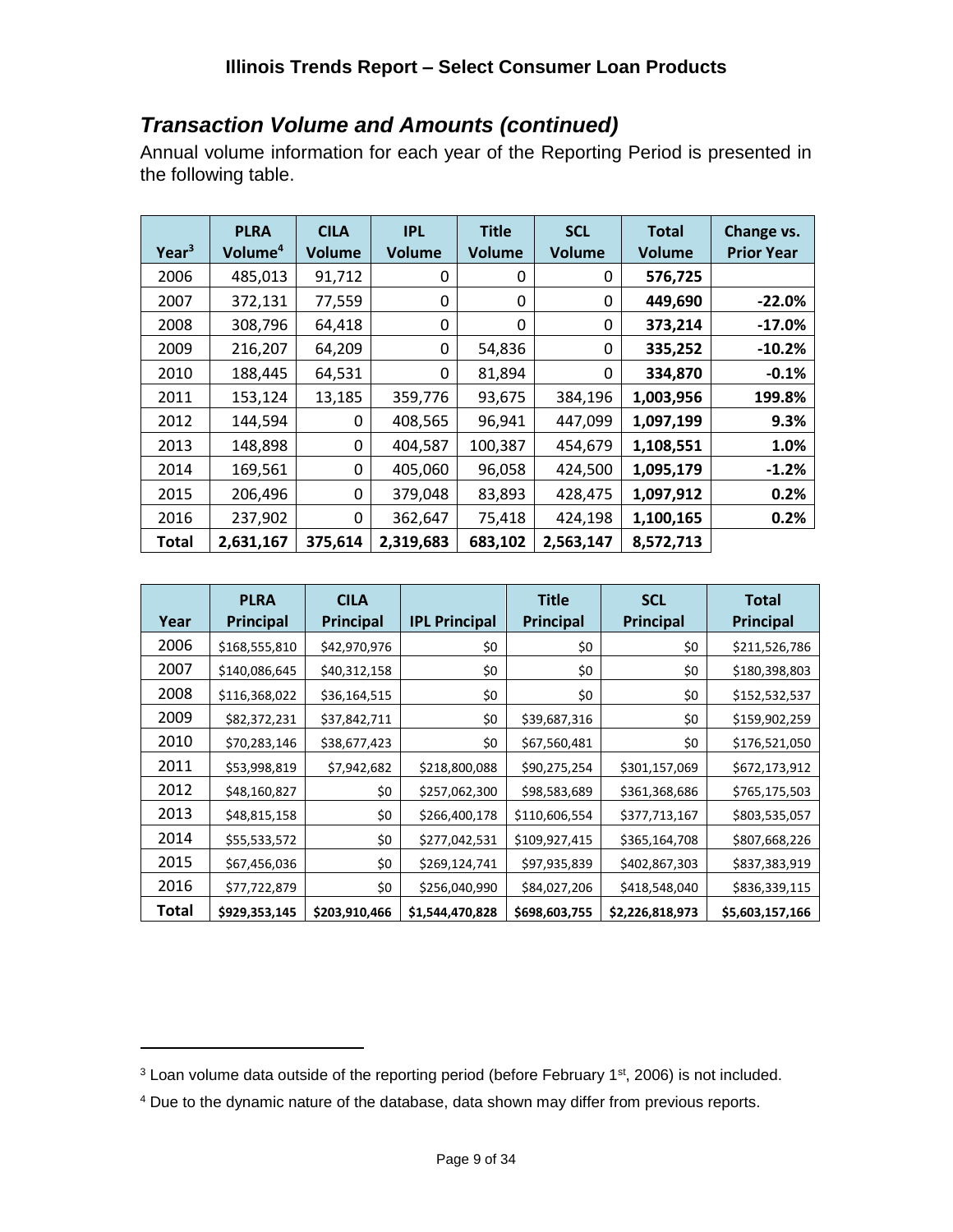## *Transaction Volume and Amounts (continued)*

Annual volume information for each year of the Reporting Period is presented in the following table.

| Year[3] | PLRA Volume[4] | CILA Volume | IPL Volume | Title Volume | SCL Volume | Total Volume | Change vs. Prior Year |
|---|---|---|---|---|---|---|---|
| 2006 | 485,013 | 91,712 | 0 | 0 | 0 | **576,725** | |
| 2007 | 372,131 | 77,559 | 0 | 0 | 0 | **449,690** | **-22.0%** |
| 2008 | 308,796 | 64,418 | 0 | 0 | 0 | **373,214** | **-17.0%** |
| 2009 | 216,207 | 64,209 | 0 | 54,836 | 0 | **335,252** | **-10.2%** |
| 2010 | 188,445 | 64,531 | 0 | 81,894 | 0 | **334,870** | **-0.1%** |
| 2011 | 153,124 | 13,185 | 359,776 | 93,675 | 384,196 | **1,003,956** | **199.8%** |
| 2012 | 144,594 | 0 | 408,565 | 96,941 | 447,099 | **1,097,199** | **9.3%** |
| 2013 | 148,898 | 0 | 404,587 | 100,387 | 454,679 | **1,108,551** | **1.0%** |
| 2014 | 169,561 | 0 | 405,060 | 96,058 | 424,500 | **1,095,179** | **-1.2%** |
| 2015 | 206,496 | 0 | 379,048 | 83,893 | 428,475 | **1,097,912** | **0.2%** |
| 2016 | 237,902 | 0 | 362,647 | 75,418 | 424,198 | **1,100,165** | **0.2%** |
| **Total** | **2,631,167** | **375,614** | **2,319,683** | **683,102** | **2,563,147** | **8,572,713** | |

| Year | PLRA Principal | CILA Principal | IPL Principal | Title Principal | SCL Principal | Total Principal |
|---|---|---|---|---|---|---|
| 2006 | $168,555,810 | $42,970,976 | $0 | $0 | $0 | $211,526,786 |
| 2007 | $140,086,645 | $40,312,158 | $0 | $0 | $0 | $180,398,803 |
| 2008 | $116,368,022 | $36,164,515 | $0 | $0 | $0 | $152,532,537 |
| 2009 | $82,372,231 | $37,842,711 | $0 | $39,687,316 | $0 | $159,902,259 |
| 2010 | $70,283,146 | $38,677,423 | $0 | $67,560,481 | $0 | $176,521,050 |
| 2011 | $53,998,819 | $7,942,682 | $218,800,088 | $90,275,254 | $301,157,069 | $672,173,912 |
| 2012 | $48,160,827 | $0 | $257,062,300 | $98,583,689 | $361,368,686 | $765,175,503 |
| 2013 | $48,815,158 | $0 | $266,400,178 | $110,606,554 | $377,713,167 | $803,535,057 |
| 2014 | $55,533,572 | $0 | $277,042,531 | $109,927,415 | $365,164,708 | $807,668,226 |
| 2015 | $67,456,036 | $0 | $269,124,741 | $97,935,839 | $402,867,303 | $837,383,919 |
| 2016 | $77,722,879 | $0 | $256,040,990 | $84,027,206 | $418,548,040 | $836,339,115 |
| **Total** | **$929,353,145** | **$203,910,466** | **$1,544,470,828** | **$698,603,755** | **$2,226,818,973** | **$5,603,157,166** |

---

[3] Loan volume data outside of the reporting period (before February 1st, 2006) is not included.

[4] Due to the dynamic nature of the database, data shown may differ from previous reports.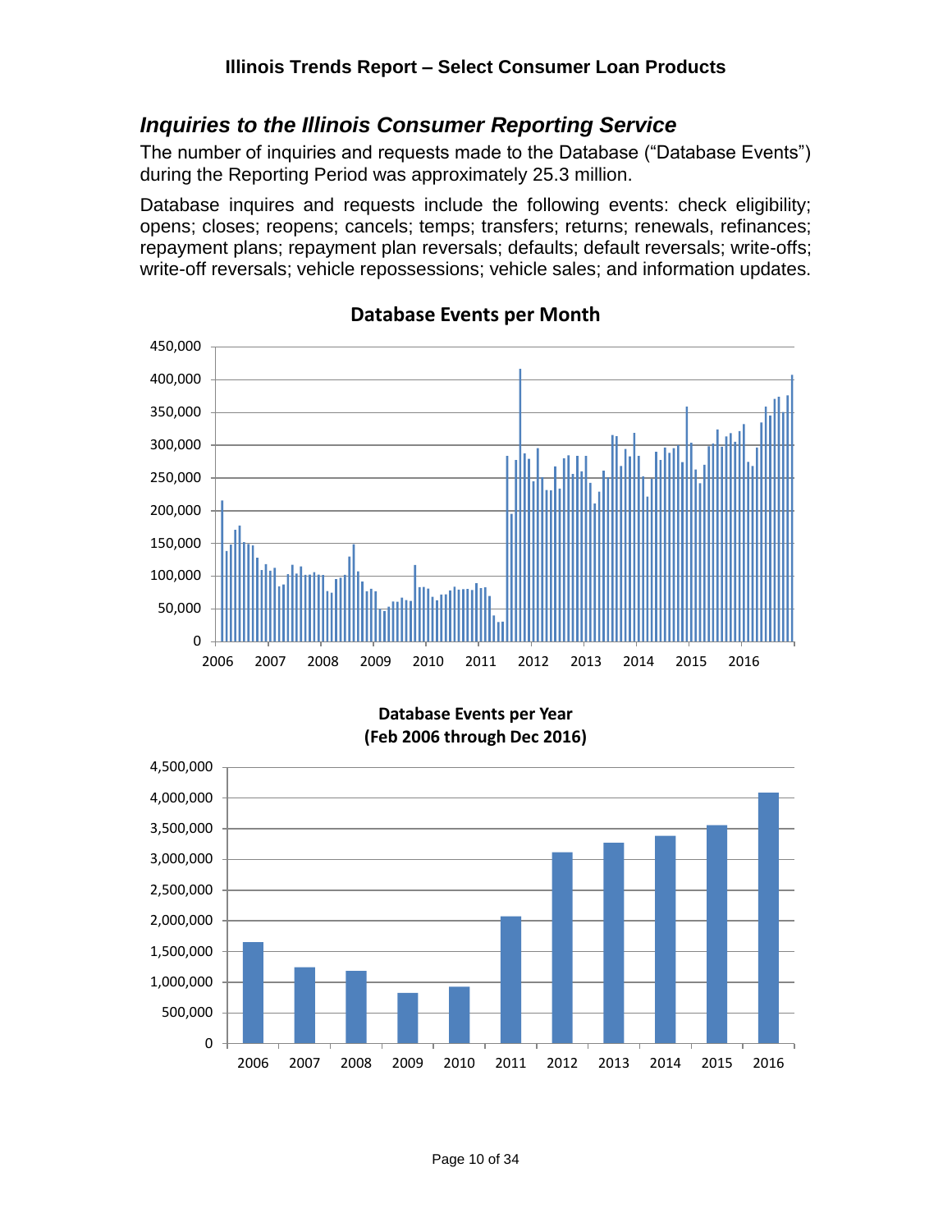## *Inquiries to the Illinois Consumer Reporting Service*

The number of inquiries and requests made to the Database ("Database Events") during the Reporting Period was approximately 25.3 million.

Database inquires and requests include the following events: check eligibility; opens; closes; reopens; cancels; temps; transfers; returns; renewals, refinances; repayment plans; repayment plan reversals; defaults; default reversals; write-offs; write-off reversals; vehicle repossessions; vehicle sales; and information updates.

**Database Events per Month**

**Database Events per Year (Feb 2006 through Dec 2016)**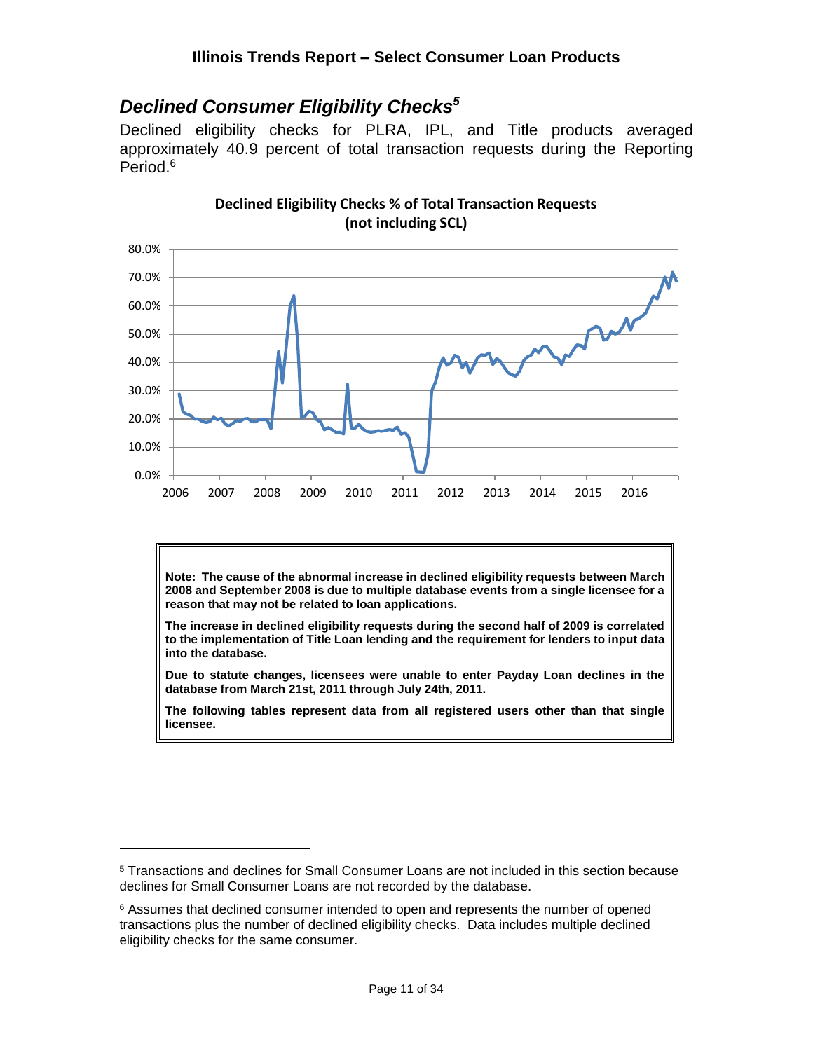## *Declined Consumer Eligibility Checks*[5]

Declined eligibility checks for PLRA, IPL, and Title products averaged approximately 40.9 percent of total transaction requests during the Reporting Period.[6]

**Declined Eligibility Checks % of Total Transaction Requests (not including SCL)**

**Note: The cause of the abnormal increase in declined eligibility requests between March 2008 and September 2008 is due to multiple database events from a single licensee for a reason that may not be related to loan applications.**

**The increase in declined eligibility requests during the second half of 2009 is correlated to the implementation of Title Loan lending and the requirement for lenders to input data into the database.**

**Due to statute changes, licensees were unable to enter Payday Loan declines in the database from March 21st, 2011 through July 24th, 2011.**

**The following tables represent data from all registered users other than that single licensee.**

---

[5] Transactions and declines for Small Consumer Loans are not included in this section because declines for Small Consumer Loans are not recorded by the database.

[6] Assumes that declined consumer intended to open and represents the number of opened transactions plus the number of declined eligibility checks. Data includes multiple declined eligibility checks for the same consumer.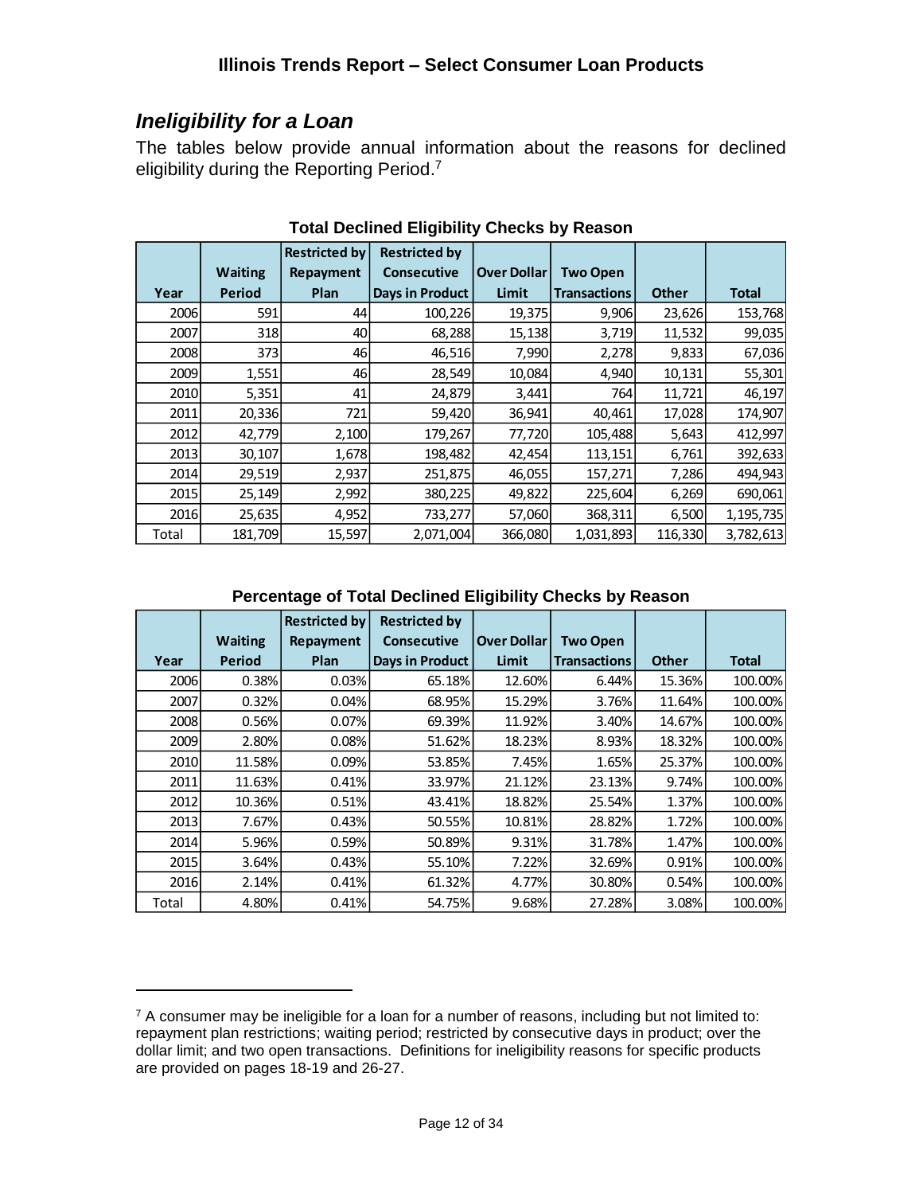## *Ineligibility for a Loan*

The tables below provide annual information about the reasons for declined eligibility during the Reporting Period.[7]

**Total Declined Eligibility Checks by Reason**

| Year | Waiting Period | Restricted by Repayment Plan | Restricted by Consecutive Days in Product | Over Dollar Limit | Two Open Transactions | Other | Total |
|---|---|---|---|---|---|---|---|
| 2006 | 591 | 44 | 100,226 | 19,375 | 9,906 | 23,626 | 153,768 |
| 2007 | 318 | 40 | 68,288 | 15,138 | 3,719 | 11,532 | 99,035 |
| 2008 | 373 | 46 | 46,516 | 7,990 | 2,278 | 9,833 | 67,036 |
| 2009 | 1,551 | 46 | 28,549 | 10,084 | 4,940 | 10,131 | 55,301 |
| 2010 | 5,351 | 41 | 24,879 | 3,441 | 764 | 11,721 | 46,197 |
| 2011 | 20,336 | 721 | 59,420 | 36,941 | 40,461 | 17,028 | 174,907 |
| 2012 | 42,779 | 2,100 | 179,267 | 77,720 | 105,488 | 5,643 | 412,997 |
| 2013 | 30,107 | 1,678 | 198,482 | 42,454 | 113,151 | 6,761 | 392,633 |
| 2014 | 29,519 | 2,937 | 251,875 | 46,055 | 157,271 | 7,286 | 494,943 |
| 2015 | 25,149 | 2,992 | 380,225 | 49,822 | 225,604 | 6,269 | 690,061 |
| 2016 | 25,635 | 4,952 | 733,277 | 57,060 | 368,311 | 6,500 | 1,195,735 |
| Total | 181,709 | 15,597 | 2,071,004 | 366,080 | 1,031,893 | 116,330 | 3,782,613 |

**Percentage of Total Declined Eligibility Checks by Reason**

| Year | Waiting Period | Restricted by Repayment Plan | Restricted by Consecutive Days in Product | Over Dollar Limit | Two Open Transactions | Other | Total |
|---|---|---|---|---|---|---|---|
| 2006 | 0.38% | 0.03% | 65.18% | 12.60% | 6.44% | 15.36% | 100.00% |
| 2007 | 0.32% | 0.04% | 68.95% | 15.29% | 3.76% | 11.64% | 100.00% |
| 2008 | 0.56% | 0.07% | 69.39% | 11.92% | 3.40% | 14.67% | 100.00% |
| 2009 | 2.80% | 0.08% | 51.62% | 18.23% | 8.93% | 18.32% | 100.00% |
| 2010 | 11.58% | 0.09% | 53.85% | 7.45% | 1.65% | 25.37% | 100.00% |
| 2011 | 11.63% | 0.41% | 33.97% | 21.12% | 23.13% | 9.74% | 100.00% |
| 2012 | 10.36% | 0.51% | 43.41% | 18.82% | 25.54% | 1.37% | 100.00% |
| 2013 | 7.67% | 0.43% | 50.55% | 10.81% | 28.82% | 1.72% | 100.00% |
| 2014 | 5.96% | 0.59% | 50.89% | 9.31% | 31.78% | 1.47% | 100.00% |
| 2015 | 3.64% | 0.43% | 55.10% | 7.22% | 32.69% | 0.91% | 100.00% |
| 2016 | 2.14% | 0.41% | 61.32% | 4.77% | 30.80% | 0.54% | 100.00% |
| Total | 4.80% | 0.41% | 54.75% | 9.68% | 27.28% | 3.08% | 100.00% |

[7] A consumer may be ineligible for a loan for a number of reasons, including but not limited to: repayment plan restrictions; waiting period; restricted by consecutive days in product; over the dollar limit; and two open transactions. Definitions for ineligibility reasons for specific products are provided on pages 18-19 and 26-27.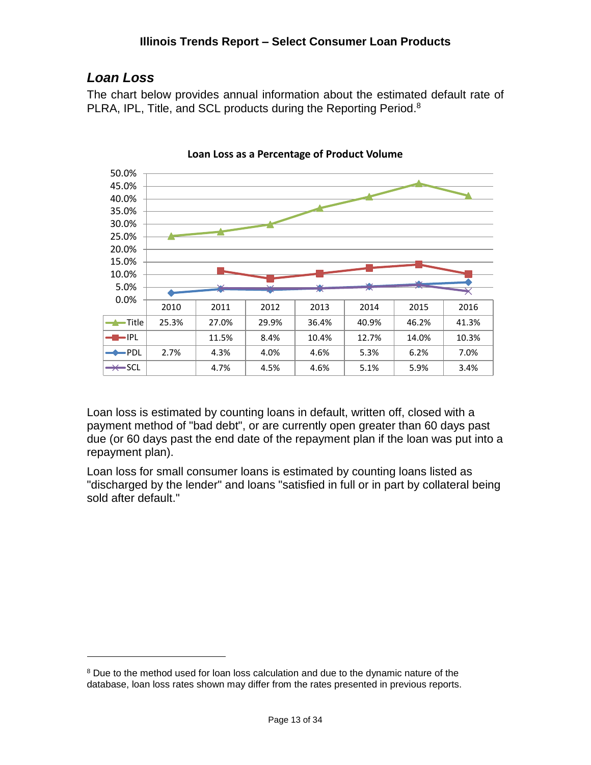## *Loan Loss*

The chart below provides annual information about the estimated default rate of PLRA, IPL, Title, and SCL products during the Reporting Period.[8]

**Loan Loss as a Percentage of Product Volume**

| | 2010 | 2011 | 2012 | 2013 | 2014 | 2015 | 2016 |
|---|---|---|---|---|---|---|---|
| Title | 25.3% | 27.0% | 29.9% | 36.4% | 40.9% | 46.2% | 41.3% |
| IPL | | 11.5% | 8.4% | 10.4% | 12.7% | 14.0% | 10.3% |
| PDL | 2.7% | 4.3% | 4.0% | 4.6% | 5.3% | 6.2% | 7.0% |
| SCL | | 4.7% | 4.5% | 4.6% | 5.1% | 5.9% | 3.4% |

Loan loss is estimated by counting loans in default, written off, closed with a payment method of "bad debt", or are currently open greater than 60 days past due (or 60 days past the end date of the repayment plan if the loan was put into a repayment plan).

Loan loss for small consumer loans is estimated by counting loans listed as "discharged by the lender" and loans "satisfied in full or in part by collateral being sold after default."

---

[8] Due to the method used for loan loss calculation and due to the dynamic nature of the database, loan loss rates shown may differ from the rates presented in previous reports.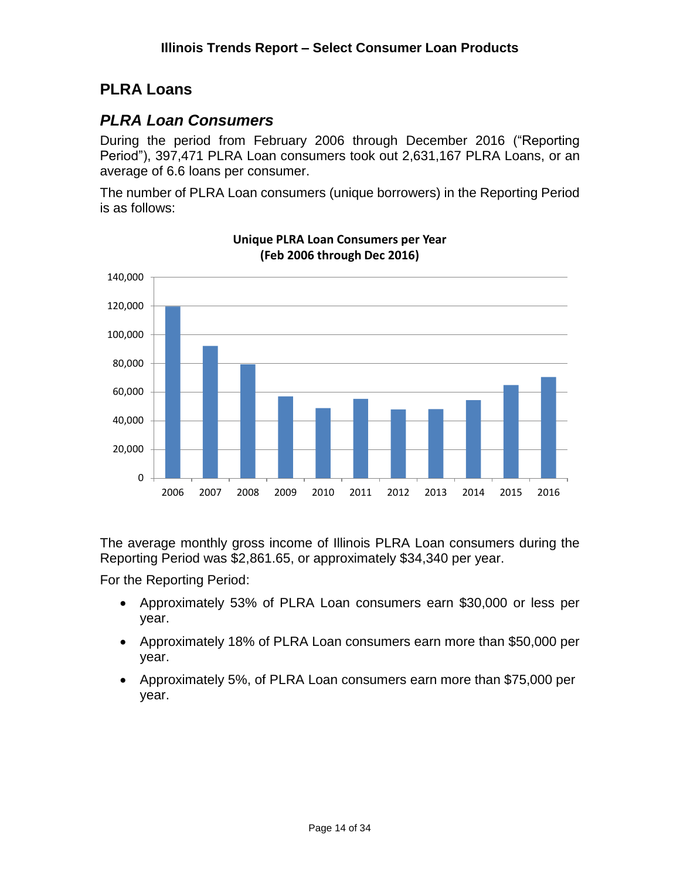## PLRA Loans

### *PLRA Loan Consumers*

During the period from February 2006 through December 2016 ("Reporting Period"), 397,471 PLRA Loan consumers took out 2,631,167 PLRA Loans, or an average of 6.6 loans per consumer.

The number of PLRA Loan consumers (unique borrowers) in the Reporting Period is as follows:

**Unique PLRA Loan Consumers per Year (Feb 2006 through Dec 2016)**

The average monthly gross income of Illinois PLRA Loan consumers during the Reporting Period was $2,861.65, or approximately $34,340 per year.

For the Reporting Period:

- Approximately 53% of PLRA Loan consumers earn $30,000 or less per year.
- Approximately 18% of PLRA Loan consumers earn more than $50,000 per year.
- Approximately 5%, of PLRA Loan consumers earn more than $75,000 per year.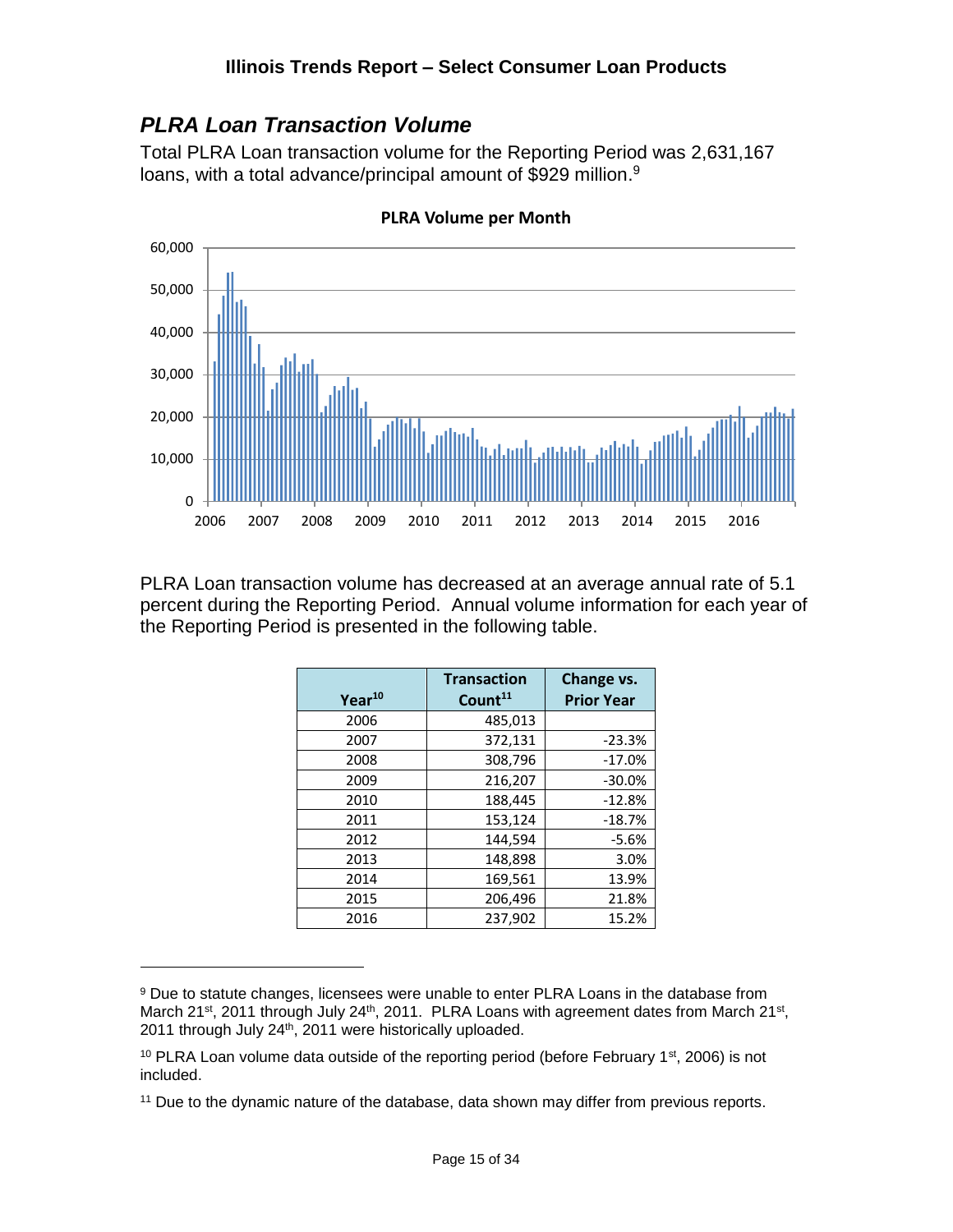## *PLRA Loan Transaction Volume*

Total PLRA Loan transaction volume for the Reporting Period was 2,631,167 loans, with a total advance/principal amount of $929 million.[9]

**PLRA Volume per Month**

PLRA Loan transaction volume has decreased at an average annual rate of 5.1 percent during the Reporting Period. Annual volume information for each year of the Reporting Period is presented in the following table.

| Year[10] | Transaction Count[11] | Change vs. Prior Year |
|---|---|---|
| 2006 | 485,013 | |
| 2007 | 372,131 | -23.3% |
| 2008 | 308,796 | -17.0% |
| 2009 | 216,207 | -30.0% |
| 2010 | 188,445 | -12.8% |
| 2011 | 153,124 | -18.7% |
| 2012 | 144,594 | -5.6% |
| 2013 | 148,898 | 3.0% |
| 2014 | 169,561 | 13.9% |
| 2015 | 206,496 | 21.8% |
| 2016 | 237,902 | 15.2% |

---

[9] Due to statute changes, licensees were unable to enter PLRA Loans in the database from March 21st, 2011 through July 24th, 2011. PLRA Loans with agreement dates from March 21st, 2011 through July 24th, 2011 were historically uploaded.

[10] PLRA Loan volume data outside of the reporting period (before February 1st, 2006) is not included.

[11] Due to the dynamic nature of the database, data shown may differ from previous reports.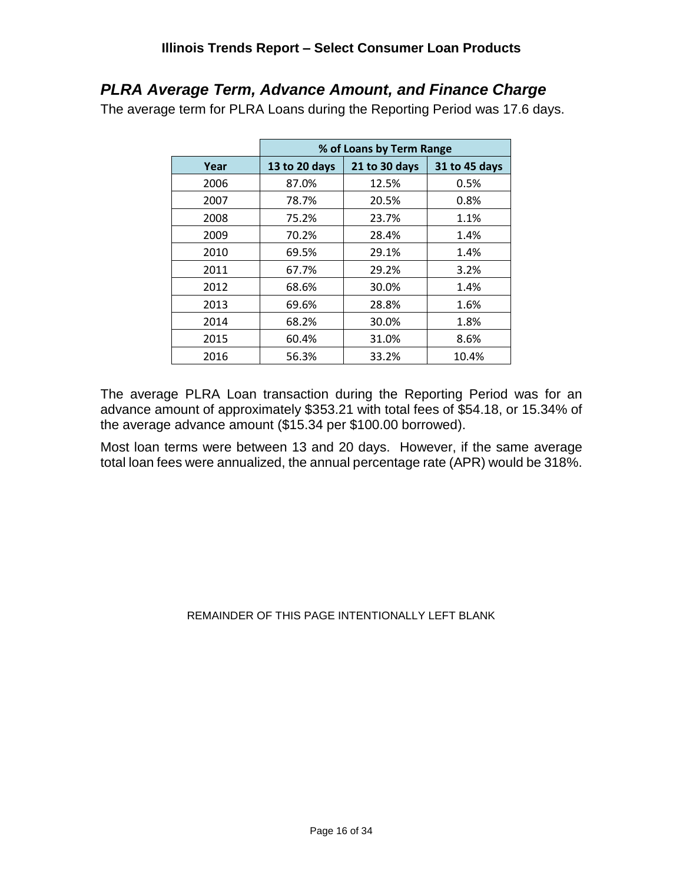## *PLRA Average Term, Advance Amount, and Finance Charge*

The average term for PLRA Loans during the Reporting Period was 17.6 days.

| | % of Loans by Term Range | | |
|---|---|---|---|
| **Year** | **13 to 20 days** | **21 to 30 days** | **31 to 45 days** |
| 2006 | 87.0% | 12.5% | 0.5% |
| 2007 | 78.7% | 20.5% | 0.8% |
| 2008 | 75.2% | 23.7% | 1.1% |
| 2009 | 70.2% | 28.4% | 1.4% |
| 2010 | 69.5% | 29.1% | 1.4% |
| 2011 | 67.7% | 29.2% | 3.2% |
| 2012 | 68.6% | 30.0% | 1.4% |
| 2013 | 69.6% | 28.8% | 1.6% |
| 2014 | 68.2% | 30.0% | 1.8% |
| 2015 | 60.4% | 31.0% | 8.6% |
| 2016 | 56.3% | 33.2% | 10.4% |

The average PLRA Loan transaction during the Reporting Period was for an advance amount of approximately $353.21 with total fees of $54.18, or 15.34% of the average advance amount ($15.34 per $100.00 borrowed).

Most loan terms were between 13 and 20 days. However, if the same average total loan fees were annualized, the annual percentage rate (APR) would be 318%.

REMAINDER OF THIS PAGE INTENTIONALLY LEFT BLANK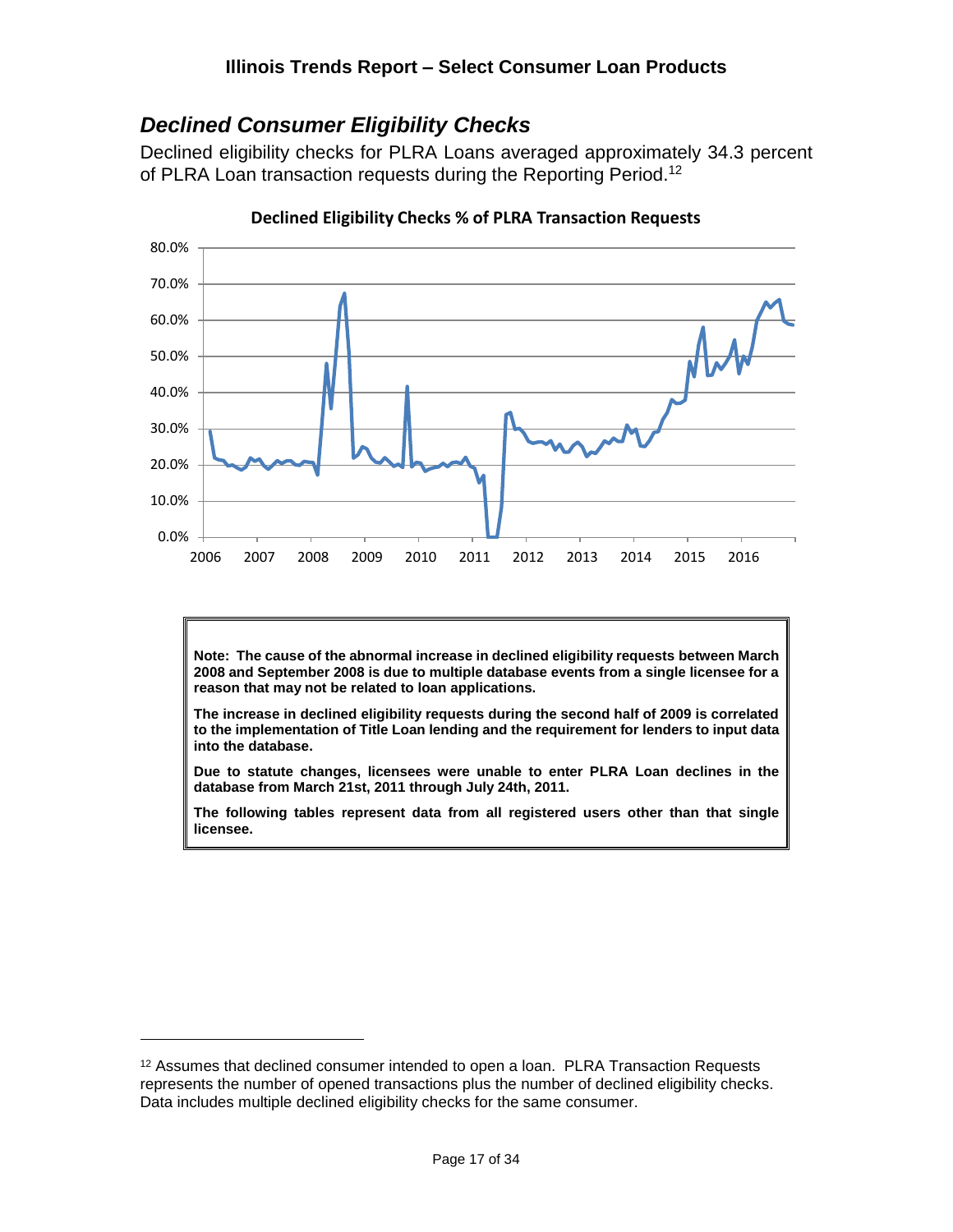## *Declined Consumer Eligibility Checks*

Declined eligibility checks for PLRA Loans averaged approximately 34.3 percent of PLRA Loan transaction requests during the Reporting Period.[12]

**Declined Eligibility Checks % of PLRA Transaction Requests**

> **Note: The cause of the abnormal increase in declined eligibility requests between March 2008 and September 2008 is due to multiple database events from a single licensee for a reason that may not be related to loan applications.**
>
> **The increase in declined eligibility requests during the second half of 2009 is correlated to the implementation of Title Loan lending and the requirement for lenders to input data into the database.**
>
> **Due to statute changes, licensees were unable to enter PLRA Loan declines in the database from March 21st, 2011 through July 24th, 2011.**
>
> **The following tables represent data from all registered users other than that single licensee.**

---

[12] Assumes that declined consumer intended to open a loan. PLRA Transaction Requests represents the number of opened transactions plus the number of declined eligibility checks. Data includes multiple declined eligibility checks for the same consumer.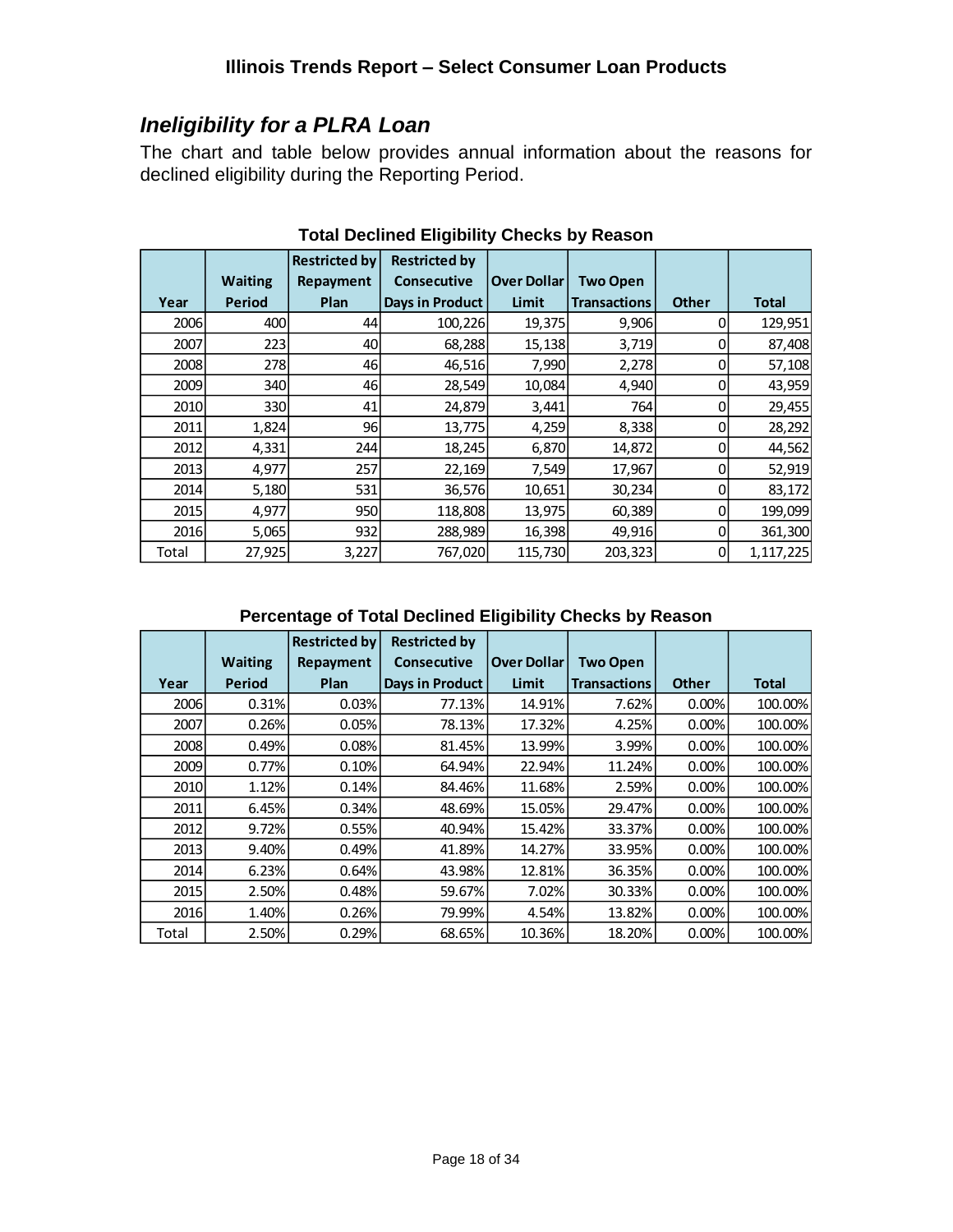## *Ineligibility for a PLRA Loan*

The chart and table below provides annual information about the reasons for declined eligibility during the Reporting Period.

**Total Declined Eligibility Checks by Reason**

| Year | Waiting Period | Restricted by Repayment Plan | Restricted by Consecutive Days in Product | Over Dollar Limit | Two Open Transactions | Other | Total |
|---|---|---|---|---|---|---|---|
| 2006 | 400 | 44 | 100,226 | 19,375 | 9,906 | 0 | 129,951 |
| 2007 | 223 | 40 | 68,288 | 15,138 | 3,719 | 0 | 87,408 |
| 2008 | 278 | 46 | 46,516 | 7,990 | 2,278 | 0 | 57,108 |
| 2009 | 340 | 46 | 28,549 | 10,084 | 4,940 | 0 | 43,959 |
| 2010 | 330 | 41 | 24,879 | 3,441 | 764 | 0 | 29,455 |
| 2011 | 1,824 | 96 | 13,775 | 4,259 | 8,338 | 0 | 28,292 |
| 2012 | 4,331 | 244 | 18,245 | 6,870 | 14,872 | 0 | 44,562 |
| 2013 | 4,977 | 257 | 22,169 | 7,549 | 17,967 | 0 | 52,919 |
| 2014 | 5,180 | 531 | 36,576 | 10,651 | 30,234 | 0 | 83,172 |
| 2015 | 4,977 | 950 | 118,808 | 13,975 | 60,389 | 0 | 199,099 |
| 2016 | 5,065 | 932 | 288,989 | 16,398 | 49,916 | 0 | 361,300 |
| Total | 27,925 | 3,227 | 767,020 | 115,730 | 203,323 | 0 | 1,117,225 |

**Percentage of Total Declined Eligibility Checks by Reason**

| Year | Waiting Period | Restricted by Repayment Plan | Restricted by Consecutive Days in Product | Over Dollar Limit | Two Open Transactions | Other | Total |
|---|---|---|---|---|---|---|---|
| 2006 | 0.31% | 0.03% | 77.13% | 14.91% | 7.62% | 0.00% | 100.00% |
| 2007 | 0.26% | 0.05% | 78.13% | 17.32% | 4.25% | 0.00% | 100.00% |
| 2008 | 0.49% | 0.08% | 81.45% | 13.99% | 3.99% | 0.00% | 100.00% |
| 2009 | 0.77% | 0.10% | 64.94% | 22.94% | 11.24% | 0.00% | 100.00% |
| 2010 | 1.12% | 0.14% | 84.46% | 11.68% | 2.59% | 0.00% | 100.00% |
| 2011 | 6.45% | 0.34% | 48.69% | 15.05% | 29.47% | 0.00% | 100.00% |
| 2012 | 9.72% | 0.55% | 40.94% | 15.42% | 33.37% | 0.00% | 100.00% |
| 2013 | 9.40% | 0.49% | 41.89% | 14.27% | 33.95% | 0.00% | 100.00% |
| 2014 | 6.23% | 0.64% | 43.98% | 12.81% | 36.35% | 0.00% | 100.00% |
| 2015 | 2.50% | 0.48% | 59.67% | 7.02% | 30.33% | 0.00% | 100.00% |
| 2016 | 1.40% | 0.26% | 79.99% | 4.54% | 13.82% | 0.00% | 100.00% |
| Total | 2.50% | 0.29% | 68.65% | 10.36% | 18.20% | 0.00% | 100.00% |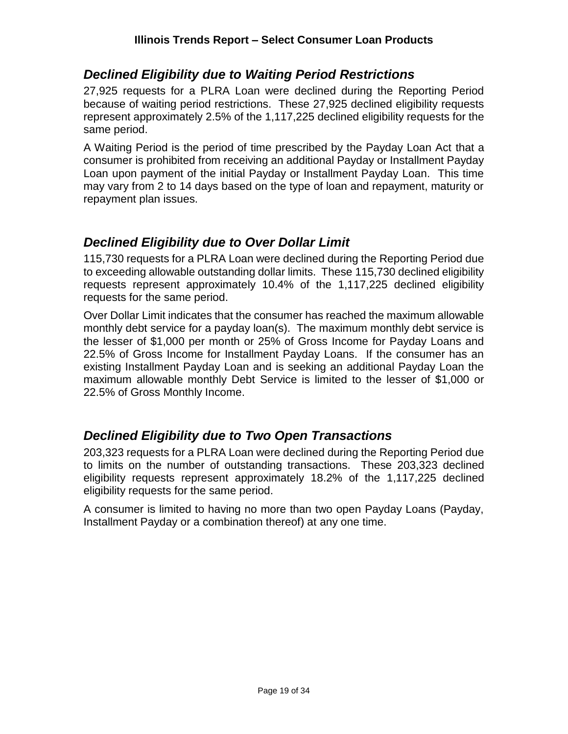## *Declined Eligibility due to Waiting Period Restrictions*

27,925 requests for a PLRA Loan were declined during the Reporting Period because of waiting period restrictions. These 27,925 declined eligibility requests represent approximately 2.5% of the 1,117,225 declined eligibility requests for the same period.

A Waiting Period is the period of time prescribed by the Payday Loan Act that a consumer is prohibited from receiving an additional Payday or Installment Payday Loan upon payment of the initial Payday or Installment Payday Loan. This time may vary from 2 to 14 days based on the type of loan and repayment, maturity or repayment plan issues.

## *Declined Eligibility due to Over Dollar Limit*

115,730 requests for a PLRA Loan were declined during the Reporting Period due to exceeding allowable outstanding dollar limits. These 115,730 declined eligibility requests represent approximately 10.4% of the 1,117,225 declined eligibility requests for the same period.

Over Dollar Limit indicates that the consumer has reached the maximum allowable monthly debt service for a payday loan(s). The maximum monthly debt service is the lesser of $1,000 per month or 25% of Gross Income for Payday Loans and 22.5% of Gross Income for Installment Payday Loans. If the consumer has an existing Installment Payday Loan and is seeking an additional Payday Loan the maximum allowable monthly Debt Service is limited to the lesser of $1,000 or 22.5% of Gross Monthly Income.

## *Declined Eligibility due to Two Open Transactions*

203,323 requests for a PLRA Loan were declined during the Reporting Period due to limits on the number of outstanding transactions. These 203,323 declined eligibility requests represent approximately 18.2% of the 1,117,225 declined eligibility requests for the same period.

A consumer is limited to having no more than two open Payday Loans (Payday, Installment Payday or a combination thereof) at any one time.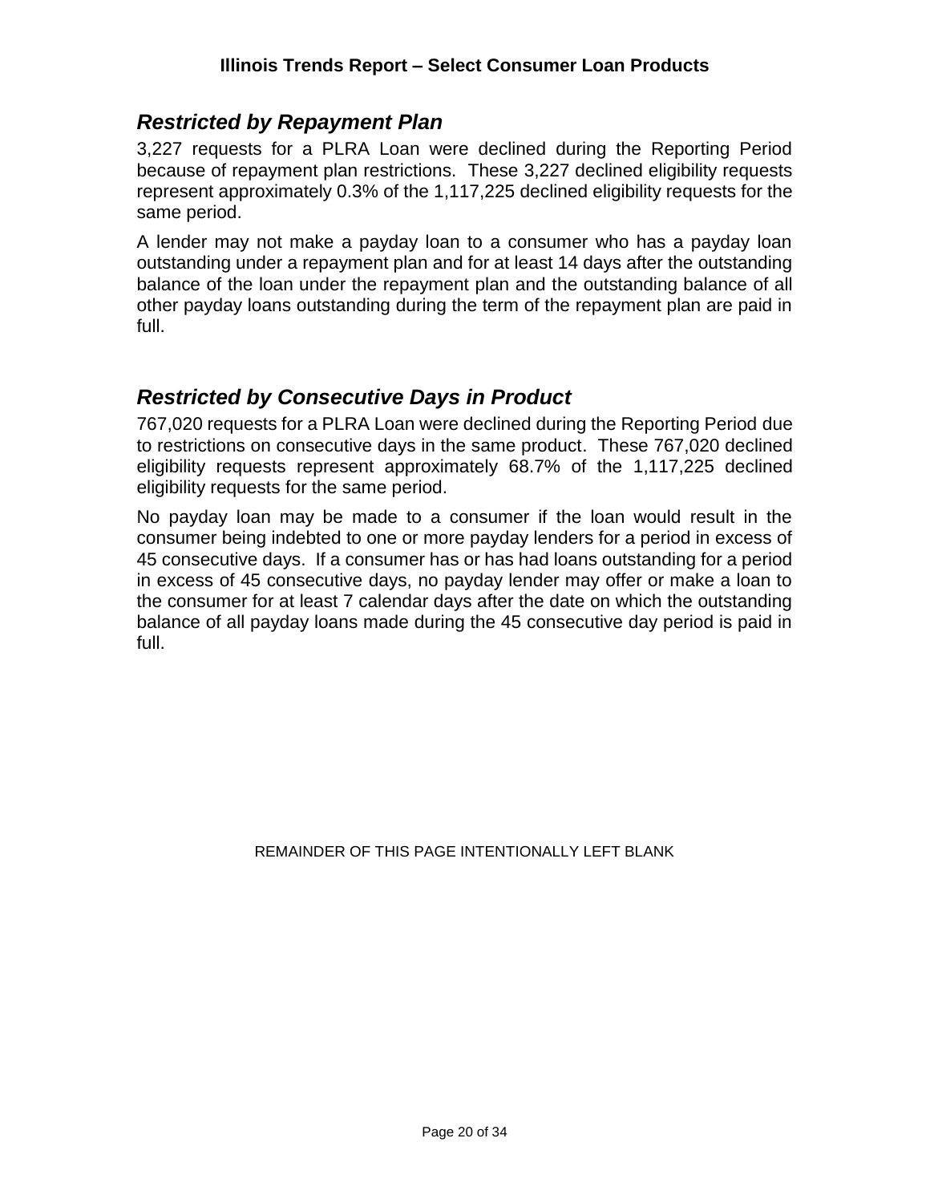## *Restricted by Repayment Plan*

3,227 requests for a PLRA Loan were declined during the Reporting Period because of repayment plan restrictions. These 3,227 declined eligibility requests represent approximately 0.3% of the 1,117,225 declined eligibility requests for the same period.

A lender may not make a payday loan to a consumer who has a payday loan outstanding under a repayment plan and for at least 14 days after the outstanding balance of the loan under the repayment plan and the outstanding balance of all other payday loans outstanding during the term of the repayment plan are paid in full.

## *Restricted by Consecutive Days in Product*

767,020 requests for a PLRA Loan were declined during the Reporting Period due to restrictions on consecutive days in the same product. These 767,020 declined eligibility requests represent approximately 68.7% of the 1,117,225 declined eligibility requests for the same period.

No payday loan may be made to a consumer if the loan would result in the consumer being indebted to one or more payday lenders for a period in excess of 45 consecutive days. If a consumer has or has had loans outstanding for a period in excess of 45 consecutive days, no payday lender may offer or make a loan to the consumer for at least 7 calendar days after the date on which the outstanding balance of all payday loans made during the 45 consecutive day period is paid in full.

REMAINDER OF THIS PAGE INTENTIONALLY LEFT BLANK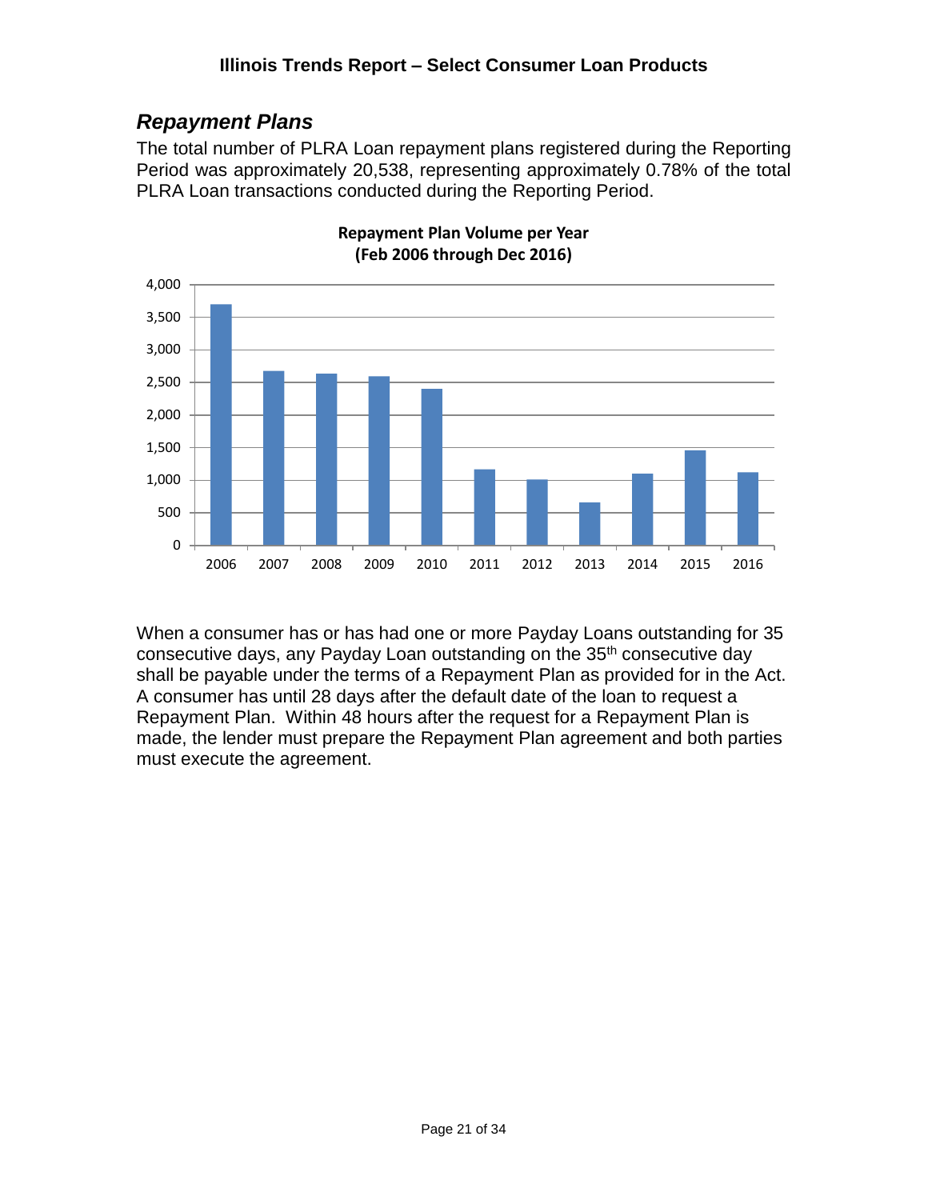## Repayment Plans

The total number of PLRA Loan repayment plans registered during the Reporting Period was approximately 20,538, representing approximately 0.78% of the total PLRA Loan transactions conducted during the Reporting Period.

**Repayment Plan Volume per Year (Feb 2006 through Dec 2016)**

When a consumer has or has had one or more Payday Loans outstanding for 35 consecutive days, any Payday Loan outstanding on the 35th consecutive day shall be payable under the terms of a Repayment Plan as provided for in the Act. A consumer has until 28 days after the default date of the loan to request a Repayment Plan. Within 48 hours after the request for a Repayment Plan is made, the lender must prepare the Repayment Plan agreement and both parties must execute the agreement.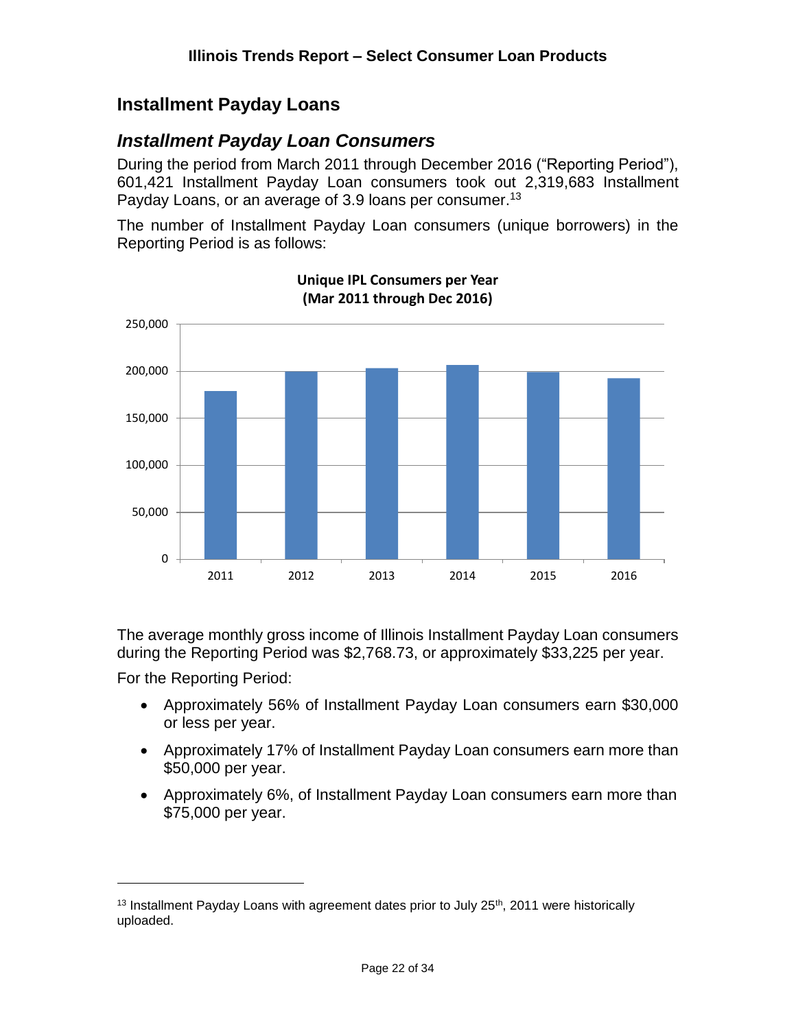## Installment Payday Loans

### *Installment Payday Loan Consumers*

During the period from March 2011 through December 2016 ("Reporting Period"), 601,421 Installment Payday Loan consumers took out 2,319,683 Installment Payday Loans, or an average of 3.9 loans per consumer.[13]

The number of Installment Payday Loan consumers (unique borrowers) in the Reporting Period is as follows:

**Unique IPL Consumers per Year (Mar 2011 through Dec 2016)**

The average monthly gross income of Illinois Installment Payday Loan consumers during the Reporting Period was $2,768.73, or approximately $33,225 per year.

For the Reporting Period:

- Approximately 56% of Installment Payday Loan consumers earn $30,000 or less per year.
- Approximately 17% of Installment Payday Loan consumers earn more than $50,000 per year.
- Approximately 6%, of Installment Payday Loan consumers earn more than $75,000 per year.

[13] Installment Payday Loans with agreement dates prior to July 25th, 2011 were historically uploaded.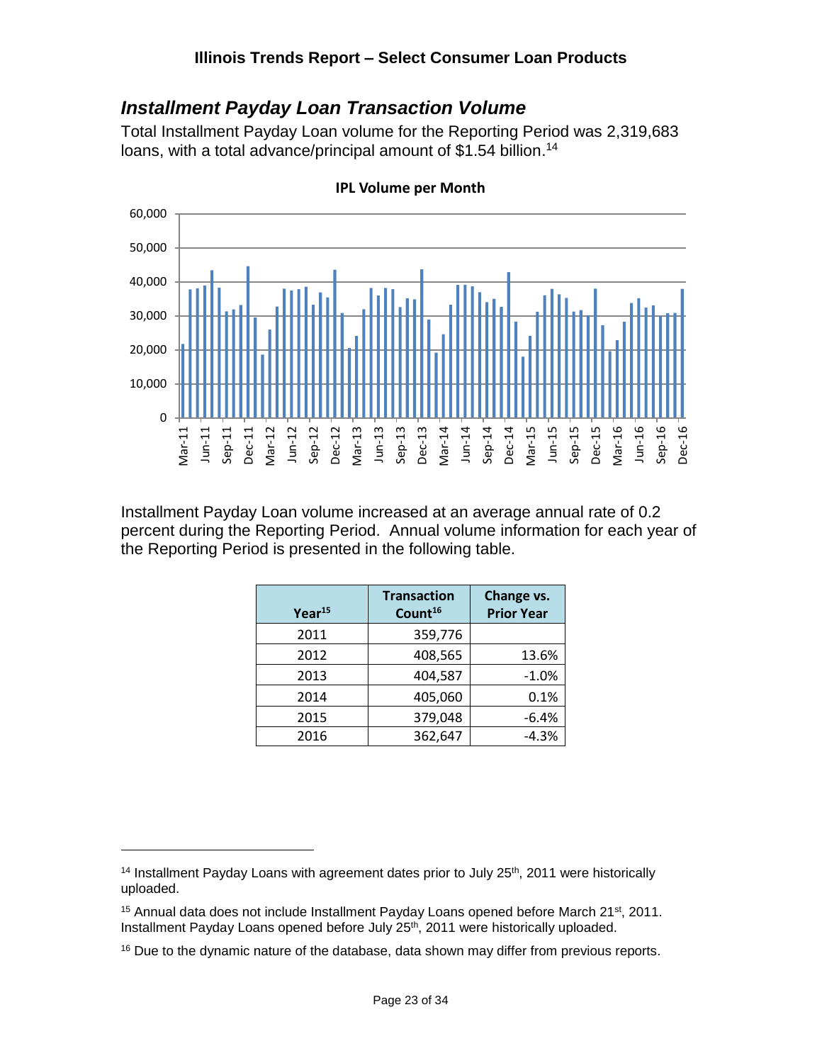## *Installment Payday Loan Transaction Volume*

Total Installment Payday Loan volume for the Reporting Period was 2,319,683 loans, with a total advance/principal amount of $1.54 billion.[14]

**IPL Volume per Month**

Installment Payday Loan volume increased at an average annual rate of 0.2 percent during the Reporting Period. Annual volume information for each year of the Reporting Period is presented in the following table.

| Year[15] | Transaction Count[16] | Change vs. Prior Year |
|---|---|---|
| 2011 | 359,776 | |
| 2012 | 408,565 | 13.6% |
| 2013 | 404,587 | -1.0% |
| 2014 | 405,060 | 0.1% |
| 2015 | 379,048 | -6.4% |
| 2016 | 362,647 | -4.3% |

[14] Installment Payday Loans with agreement dates prior to July 25th, 2011 were historically uploaded.

[15] Annual data does not include Installment Payday Loans opened before March 21st, 2011. Installment Payday Loans opened before July 25th, 2011 were historically uploaded.

[16] Due to the dynamic nature of the database, data shown may differ from previous reports.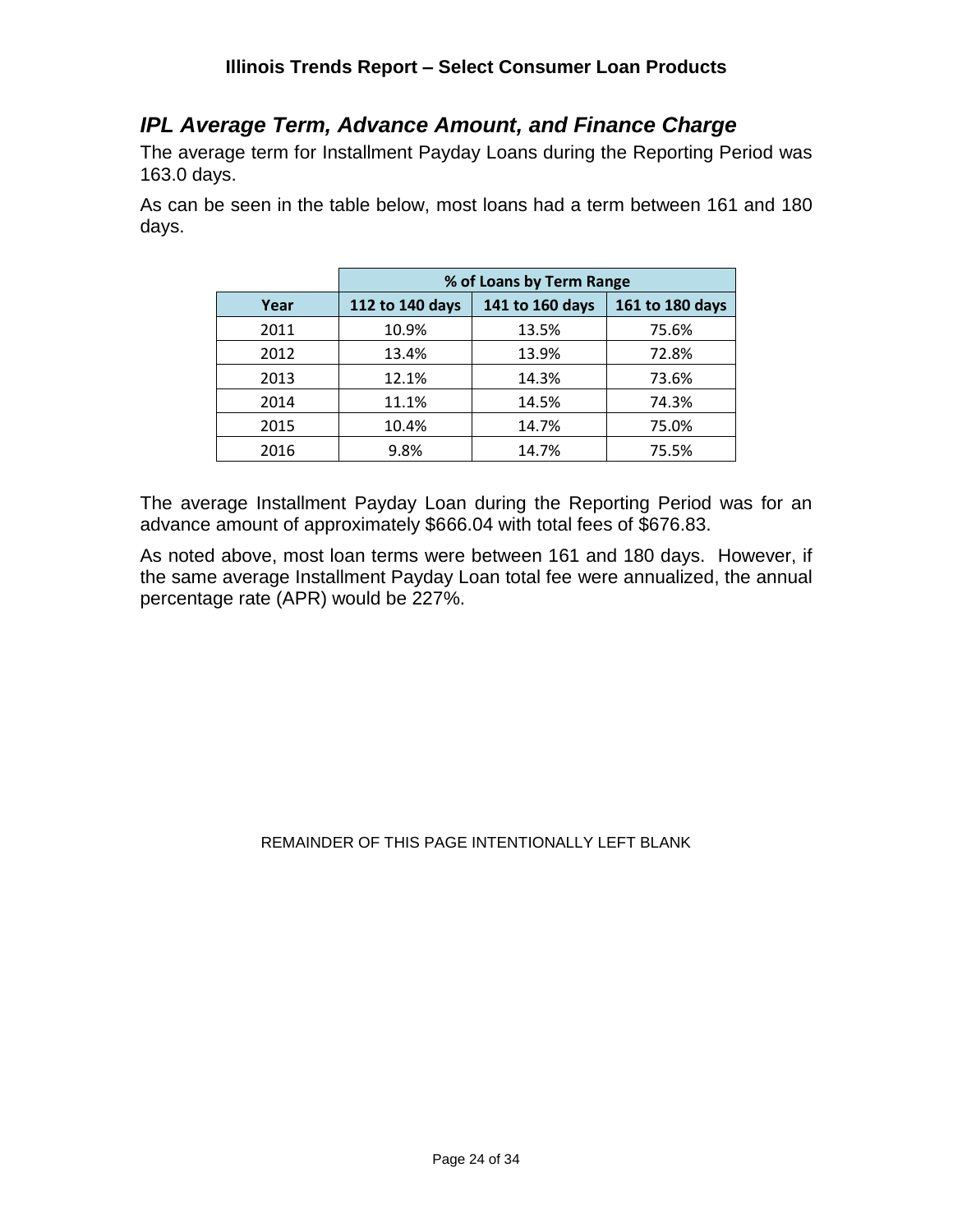## *IPL Average Term, Advance Amount, and Finance Charge*

The average term for Installment Payday Loans during the Reporting Period was 163.0 days.

As can be seen in the table below, most loans had a term between 161 and 180 days.

| | % of Loans by Term Range | | |
|---|---|---|---|
| Year | 112 to 140 days | 141 to 160 days | 161 to 180 days |
| 2011 | 10.9% | 13.5% | 75.6% |
| 2012 | 13.4% | 13.9% | 72.8% |
| 2013 | 12.1% | 14.3% | 73.6% |
| 2014 | 11.1% | 14.5% | 74.3% |
| 2015 | 10.4% | 14.7% | 75.0% |
| 2016 | 9.8% | 14.7% | 75.5% |

The average Installment Payday Loan during the Reporting Period was for an advance amount of approximately $666.04 with total fees of $676.83.

As noted above, most loan terms were between 161 and 180 days. However, if the same average Installment Payday Loan total fee were annualized, the annual percentage rate (APR) would be 227%.

REMAINDER OF THIS PAGE INTENTIONALLY LEFT BLANK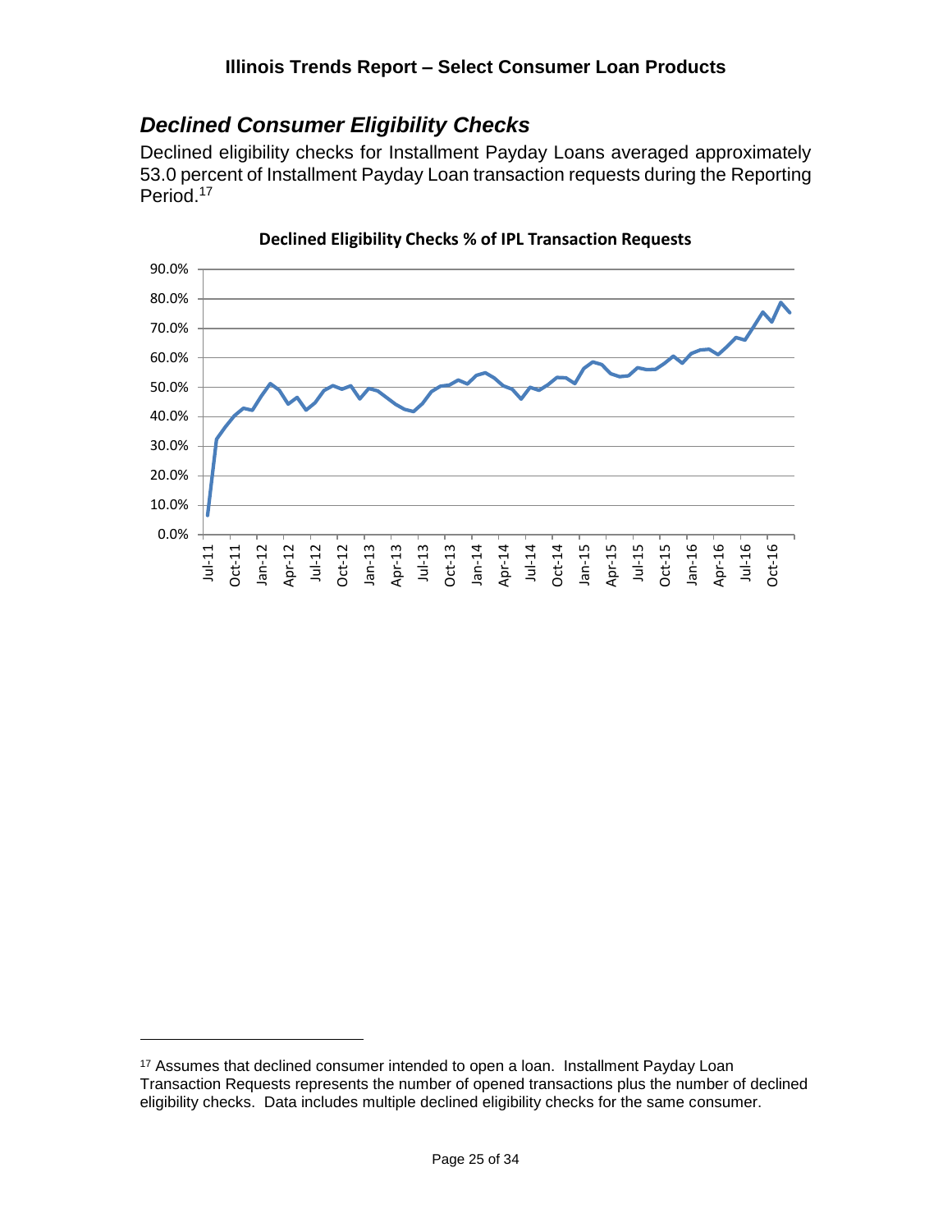## *Declined Consumer Eligibility Checks*

Declined eligibility checks for Installment Payday Loans averaged approximately 53.0 percent of Installment Payday Loan transaction requests during the Reporting Period.[17]

**Declined Eligibility Checks % of IPL Transaction Requests**

[17] Assumes that declined consumer intended to open a loan. Installment Payday Loan Transaction Requests represents the number of opened transactions plus the number of declined eligibility checks. Data includes multiple declined eligibility checks for the same consumer.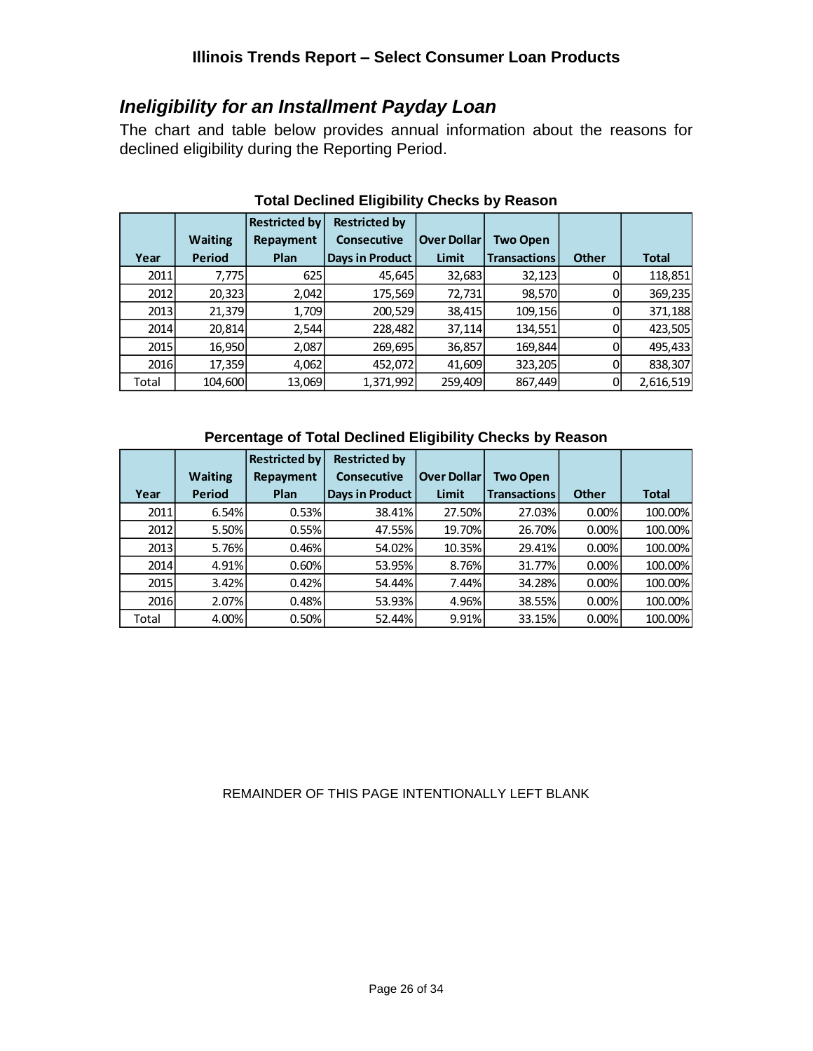## *Ineligibility for an Installment Payday Loan*

The chart and table below provides annual information about the reasons for declined eligibility during the Reporting Period.

**Total Declined Eligibility Checks by Reason**

| Year | Waiting Period | Restricted by Repayment Plan | Restricted by Consecutive Days in Product | Over Dollar Limit | Two Open Transactions | Other | Total |
|---|---|---|---|---|---|---|---|
| 2011 | 7,775 | 625 | 45,645 | 32,683 | 32,123 | 0 | 118,851 |
| 2012 | 20,323 | 2,042 | 175,569 | 72,731 | 98,570 | 0 | 369,235 |
| 2013 | 21,379 | 1,709 | 200,529 | 38,415 | 109,156 | 0 | 371,188 |
| 2014 | 20,814 | 2,544 | 228,482 | 37,114 | 134,551 | 0 | 423,505 |
| 2015 | 16,950 | 2,087 | 269,695 | 36,857 | 169,844 | 0 | 495,433 |
| 2016 | 17,359 | 4,062 | 452,072 | 41,609 | 323,205 | 0 | 838,307 |
| Total | 104,600 | 13,069 | 1,371,992 | 259,409 | 867,449 | 0 | 2,616,519 |

**Percentage of Total Declined Eligibility Checks by Reason**

| Year | Waiting Period | Restricted by Repayment Plan | Restricted by Consecutive Days in Product | Over Dollar Limit | Two Open Transactions | Other | Total |
|---|---|---|---|---|---|---|---|
| 2011 | 6.54% | 0.53% | 38.41% | 27.50% | 27.03% | 0.00% | 100.00% |
| 2012 | 5.50% | 0.55% | 47.55% | 19.70% | 26.70% | 0.00% | 100.00% |
| 2013 | 5.76% | 0.46% | 54.02% | 10.35% | 29.41% | 0.00% | 100.00% |
| 2014 | 4.91% | 0.60% | 53.95% | 8.76% | 31.77% | 0.00% | 100.00% |
| 2015 | 3.42% | 0.42% | 54.44% | 7.44% | 34.28% | 0.00% | 100.00% |
| 2016 | 2.07% | 0.48% | 53.93% | 4.96% | 38.55% | 0.00% | 100.00% |
| Total | 4.00% | 0.50% | 52.44% | 9.91% | 33.15% | 0.00% | 100.00% |

REMAINDER OF THIS PAGE INTENTIONALLY LEFT BLANK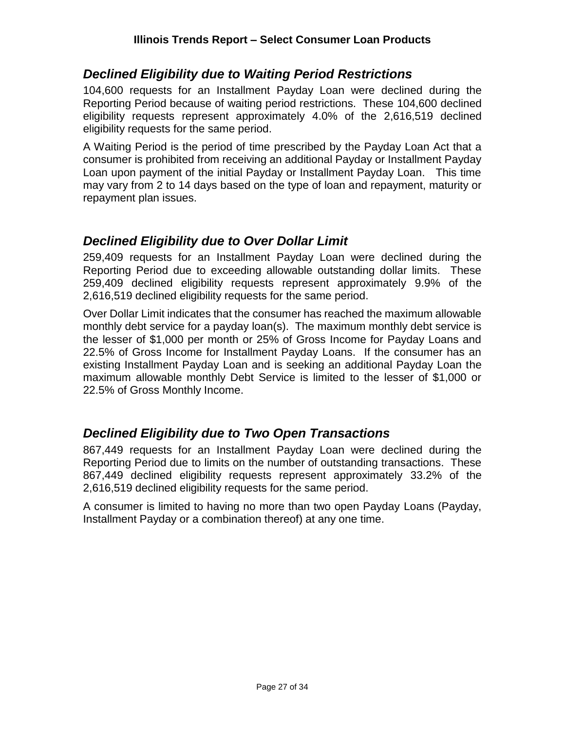## *Declined Eligibility due to Waiting Period Restrictions*

104,600 requests for an Installment Payday Loan were declined during the Reporting Period because of waiting period restrictions. These 104,600 declined eligibility requests represent approximately 4.0% of the 2,616,519 declined eligibility requests for the same period.

A Waiting Period is the period of time prescribed by the Payday Loan Act that a consumer is prohibited from receiving an additional Payday or Installment Payday Loan upon payment of the initial Payday or Installment Payday Loan. This time may vary from 2 to 14 days based on the type of loan and repayment, maturity or repayment plan issues.

## *Declined Eligibility due to Over Dollar Limit*

259,409 requests for an Installment Payday Loan were declined during the Reporting Period due to exceeding allowable outstanding dollar limits. These 259,409 declined eligibility requests represent approximately 9.9% of the 2,616,519 declined eligibility requests for the same period.

Over Dollar Limit indicates that the consumer has reached the maximum allowable monthly debt service for a payday loan(s). The maximum monthly debt service is the lesser of $1,000 per month or 25% of Gross Income for Payday Loans and 22.5% of Gross Income for Installment Payday Loans. If the consumer has an existing Installment Payday Loan and is seeking an additional Payday Loan the maximum allowable monthly Debt Service is limited to the lesser of $1,000 or 22.5% of Gross Monthly Income.

## *Declined Eligibility due to Two Open Transactions*

867,449 requests for an Installment Payday Loan were declined during the Reporting Period due to limits on the number of outstanding transactions. These 867,449 declined eligibility requests represent approximately 33.2% of the 2,616,519 declined eligibility requests for the same period.

A consumer is limited to having no more than two open Payday Loans (Payday, Installment Payday or a combination thereof) at any one time.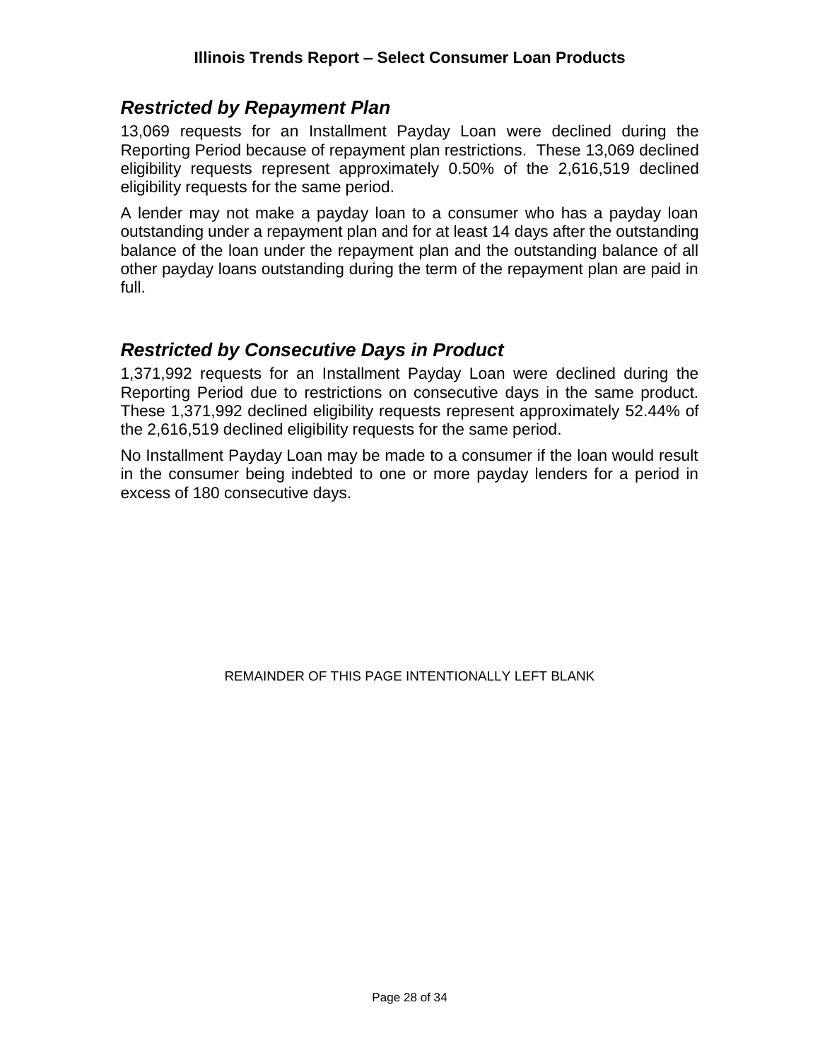### ***Restricted by Repayment Plan***

13,069 requests for an Installment Payday Loan were declined during the Reporting Period because of repayment plan restrictions. These 13,069 declined eligibility requests represent approximately 0.50% of the 2,616,519 declined eligibility requests for the same period.

A lender may not make a payday loan to a consumer who has a payday loan outstanding under a repayment plan and for at least 14 days after the outstanding balance of the loan under the repayment plan and the outstanding balance of all other payday loans outstanding during the term of the repayment plan are paid in full.

### ***Restricted by Consecutive Days in Product***

1,371,992 requests for an Installment Payday Loan were declined during the Reporting Period due to restrictions on consecutive days in the same product. These 1,371,992 declined eligibility requests represent approximately 52.44% of the 2,616,519 declined eligibility requests for the same period.

No Installment Payday Loan may be made to a consumer if the loan would result in the consumer being indebted to one or more payday lenders for a period in excess of 180 consecutive days.

REMAINDER OF THIS PAGE INTENTIONALLY LEFT BLANK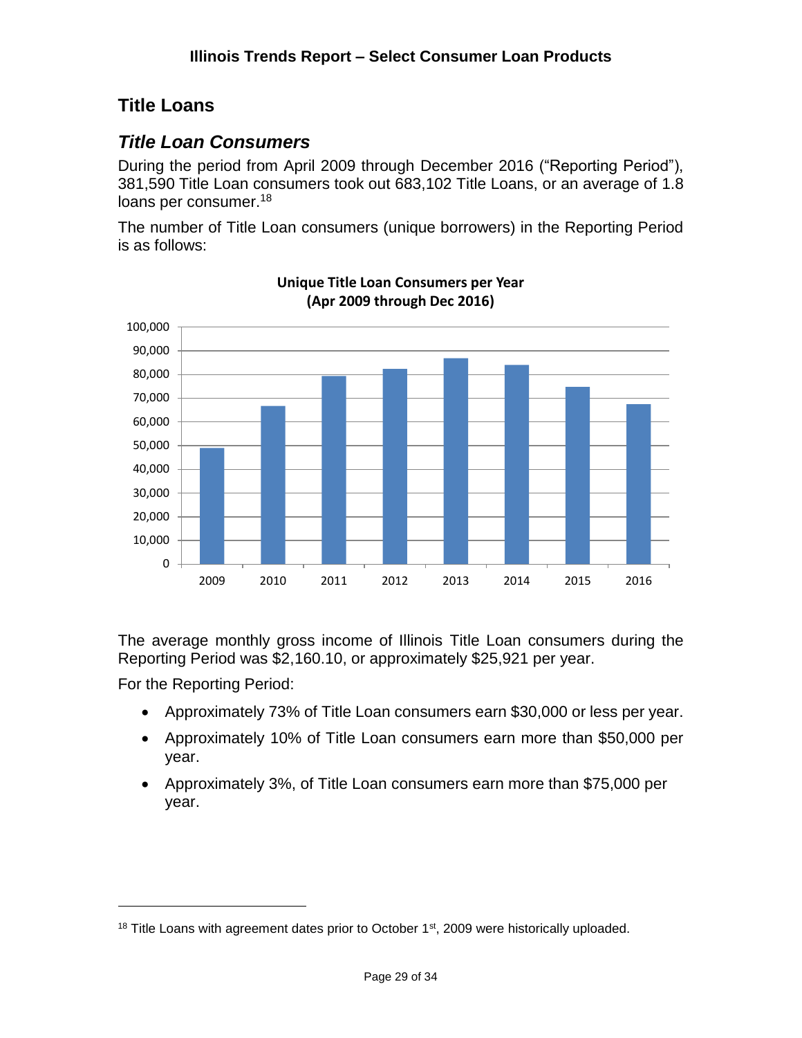## Title Loans

### *Title Loan Consumers*

During the period from April 2009 through December 2016 ("Reporting Period"), 381,590 Title Loan consumers took out 683,102 Title Loans, or an average of 1.8 loans per consumer.[18]

The number of Title Loan consumers (unique borrowers) in the Reporting Period is as follows:

**Unique Title Loan Consumers per Year (Apr 2009 through Dec 2016)**

The average monthly gross income of Illinois Title Loan consumers during the Reporting Period was $2,160.10, or approximately $25,921 per year.

For the Reporting Period:

- Approximately 73% of Title Loan consumers earn $30,000 or less per year.
- Approximately 10% of Title Loan consumers earn more than $50,000 per year.
- Approximately 3%, of Title Loan consumers earn more than $75,000 per year.

---

[18] Title Loans with agreement dates prior to October 1st, 2009 were historically uploaded.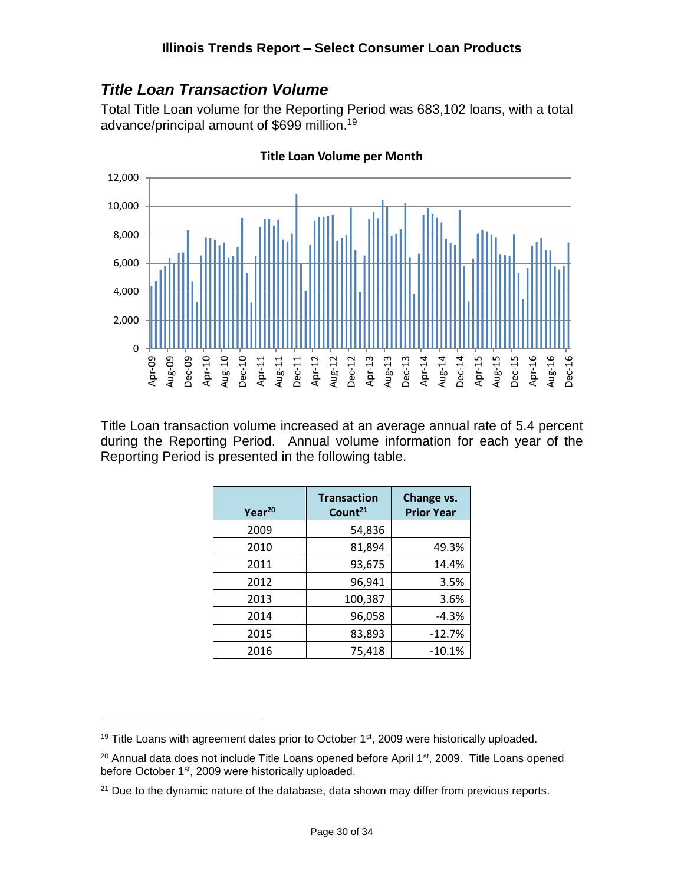## *Title Loan Transaction Volume*

Total Title Loan volume for the Reporting Period was 683,102 loans, with a total advance/principal amount of $699 million.[19]

Title Loan transaction volume increased at an average annual rate of 5.4 percent during the Reporting Period. Annual volume information for each year of the Reporting Period is presented in the following table.

| Year[20] | Transaction Count[21] | Change vs. Prior Year |
|---|---|---|
| 2009 | 54,836 | |
| 2010 | 81,894 | 49.3% |
| 2011 | 93,675 | 14.4% |
| 2012 | 96,941 | 3.5% |
| 2013 | 100,387 | 3.6% |
| 2014 | 96,058 | -4.3% |
| 2015 | 83,893 | -12.7% |
| 2016 | 75,418 | -10.1% |

[19] Title Loans with agreement dates prior to October 1st, 2009 were historically uploaded.

[20] Annual data does not include Title Loans opened before April 1st, 2009. Title Loans opened before October 1st, 2009 were historically uploaded.

[21] Due to the dynamic nature of the database, data shown may differ from previous reports.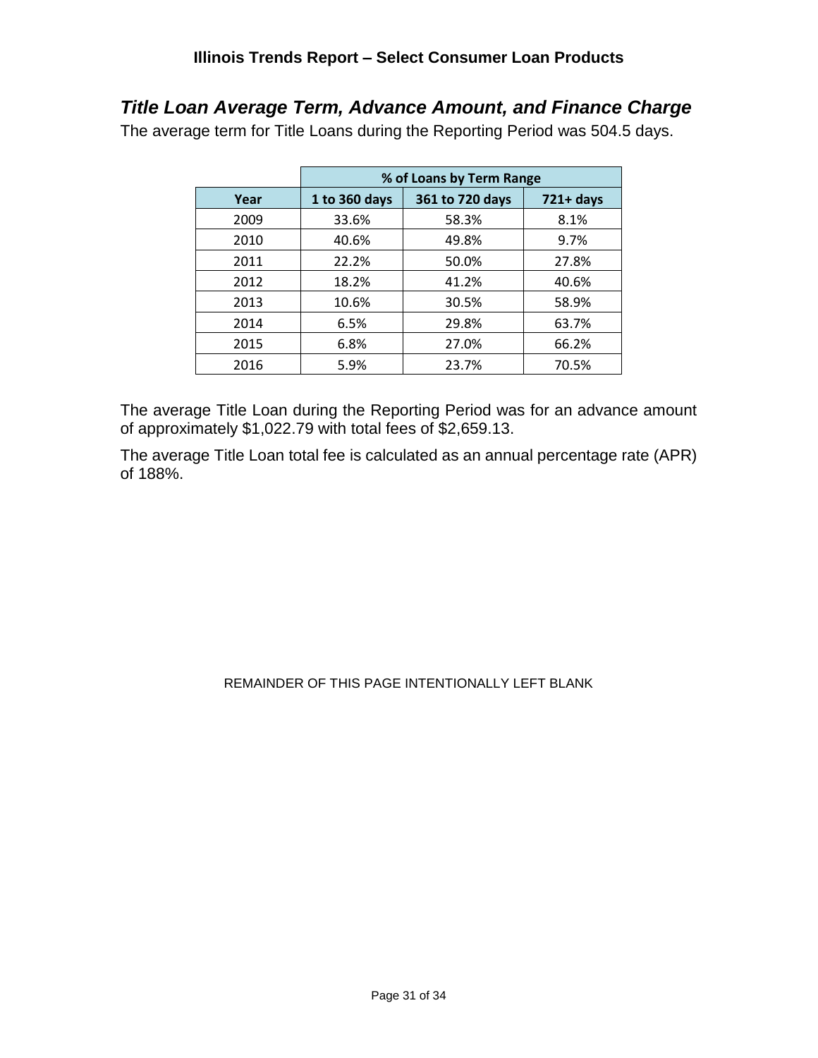### *Title Loan Average Term, Advance Amount, and Finance Charge*

The average term for Title Loans during the Reporting Period was 504.5 days.

| | % of Loans by Term Range | | |
|---|---|---|---|
| **Year** | **1 to 360 days** | **361 to 720 days** | **721+ days** |
| 2009 | 33.6% | 58.3% | 8.1% |
| 2010 | 40.6% | 49.8% | 9.7% |
| 2011 | 22.2% | 50.0% | 27.8% |
| 2012 | 18.2% | 41.2% | 40.6% |
| 2013 | 10.6% | 30.5% | 58.9% |
| 2014 | 6.5% | 29.8% | 63.7% |
| 2015 | 6.8% | 27.0% | 66.2% |
| 2016 | 5.9% | 23.7% | 70.5% |

The average Title Loan during the Reporting Period was for an advance amount of approximately $1,022.79 with total fees of $2,659.13.

The average Title Loan total fee is calculated as an annual percentage rate (APR) of 188%.

REMAINDER OF THIS PAGE INTENTIONALLY LEFT BLANK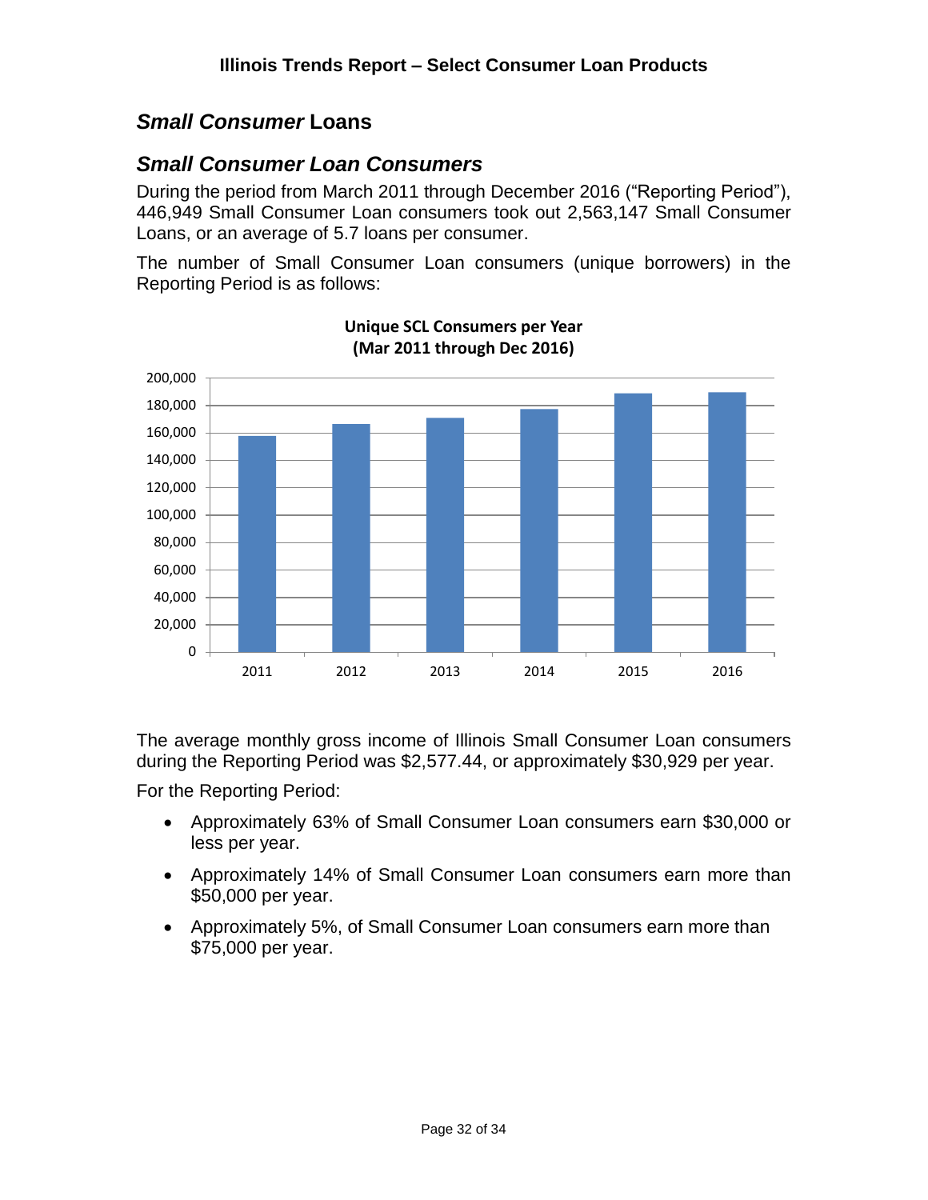## *Small Consumer* Loans

### *Small Consumer Loan Consumers*

During the period from March 2011 through December 2016 ("Reporting Period"), 446,949 Small Consumer Loan consumers took out 2,563,147 Small Consumer Loans, or an average of 5.7 loans per consumer.

The number of Small Consumer Loan consumers (unique borrowers) in the Reporting Period is as follows:

**Unique SCL Consumers per Year (Mar 2011 through Dec 2016)**

The average monthly gross income of Illinois Small Consumer Loan consumers during the Reporting Period was $2,577.44, or approximately $30,929 per year.

For the Reporting Period:

- Approximately 63% of Small Consumer Loan consumers earn $30,000 or less per year.
- Approximately 14% of Small Consumer Loan consumers earn more than $50,000 per year.
- Approximately 5%, of Small Consumer Loan consumers earn more than $75,000 per year.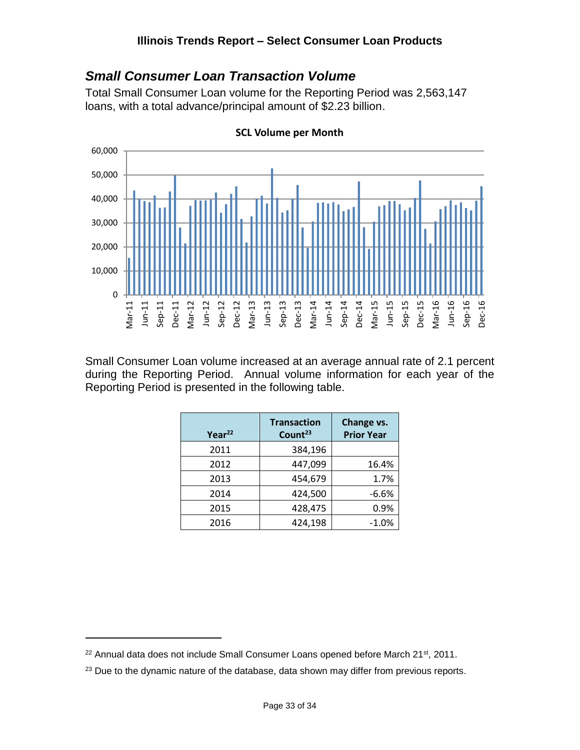### *Small Consumer Loan Transaction Volume*

Total Small Consumer Loan volume for the Reporting Period was 2,563,147 loans, with a total advance/principal amount of $2.23 billion.

**SCL Volume per Month**

Small Consumer Loan volume increased at an average annual rate of 2.1 percent during the Reporting Period. Annual volume information for each year of the Reporting Period is presented in the following table.

| Year[22] | Transaction Count[23] | Change vs. Prior Year |
|---|---|---|
| 2011 | 384,196 | |
| 2012 | 447,099 | 16.4% |
| 2013 | 454,679 | 1.7% |
| 2014 | 424,500 | -6.6% |
| 2015 | 428,475 | 0.9% |
| 2016 | 424,198 | -1.0% |

[22] Annual data does not include Small Consumer Loans opened before March 21st, 2011.

[23] Due to the dynamic nature of the database, data shown may differ from previous reports.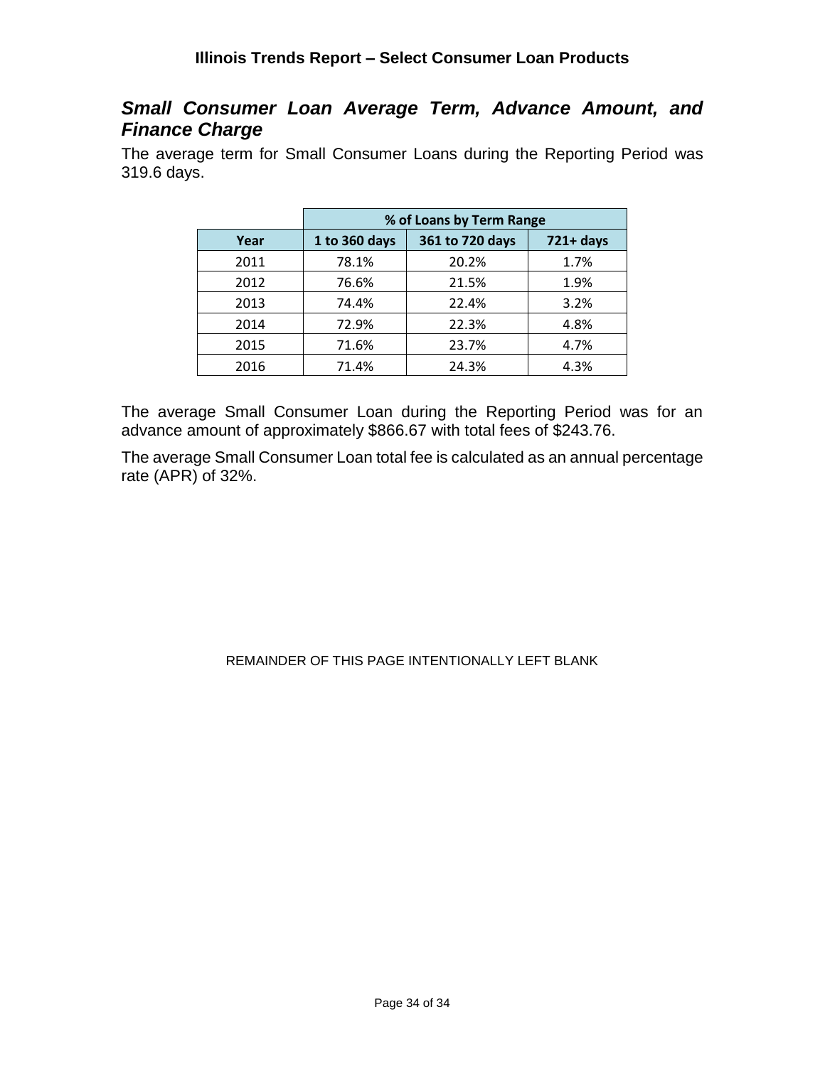## *Small Consumer Loan Average Term, Advance Amount, and Finance Charge*

The average term for Small Consumer Loans during the Reporting Period was 319.6 days.

| | % of Loans by Term Range | | |
|---|---|---|---|
| Year | 1 to 360 days | 361 to 720 days | 721+ days |
| 2011 | 78.1% | 20.2% | 1.7% |
| 2012 | 76.6% | 21.5% | 1.9% |
| 2013 | 74.4% | 22.4% | 3.2% |
| 2014 | 72.9% | 22.3% | 4.8% |
| 2015 | 71.6% | 23.7% | 4.7% |
| 2016 | 71.4% | 24.3% | 4.3% |

The average Small Consumer Loan during the Reporting Period was for an advance amount of approximately $866.67 with total fees of $243.76.

The average Small Consumer Loan total fee is calculated as an annual percentage rate (APR) of 32%.

REMAINDER OF THIS PAGE INTENTIONALLY LEFT BLANK